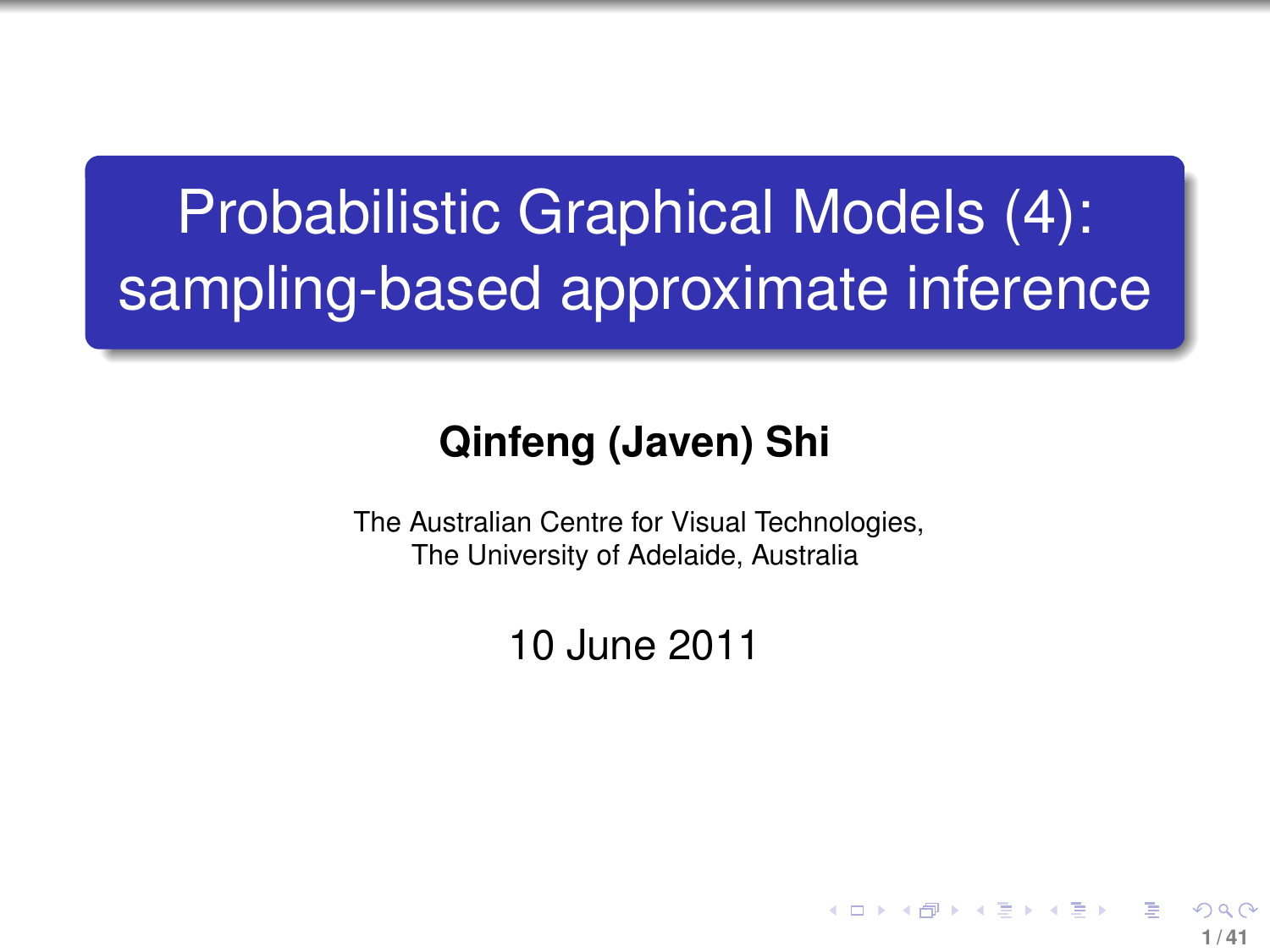# Probabilistic Graphical Models (4): sampling-based approximate inference

**Qinfeng (Javen) Shi**

The Australian Centre for Visual Technologies,
The University of Adelaide, Australia

10 June 2011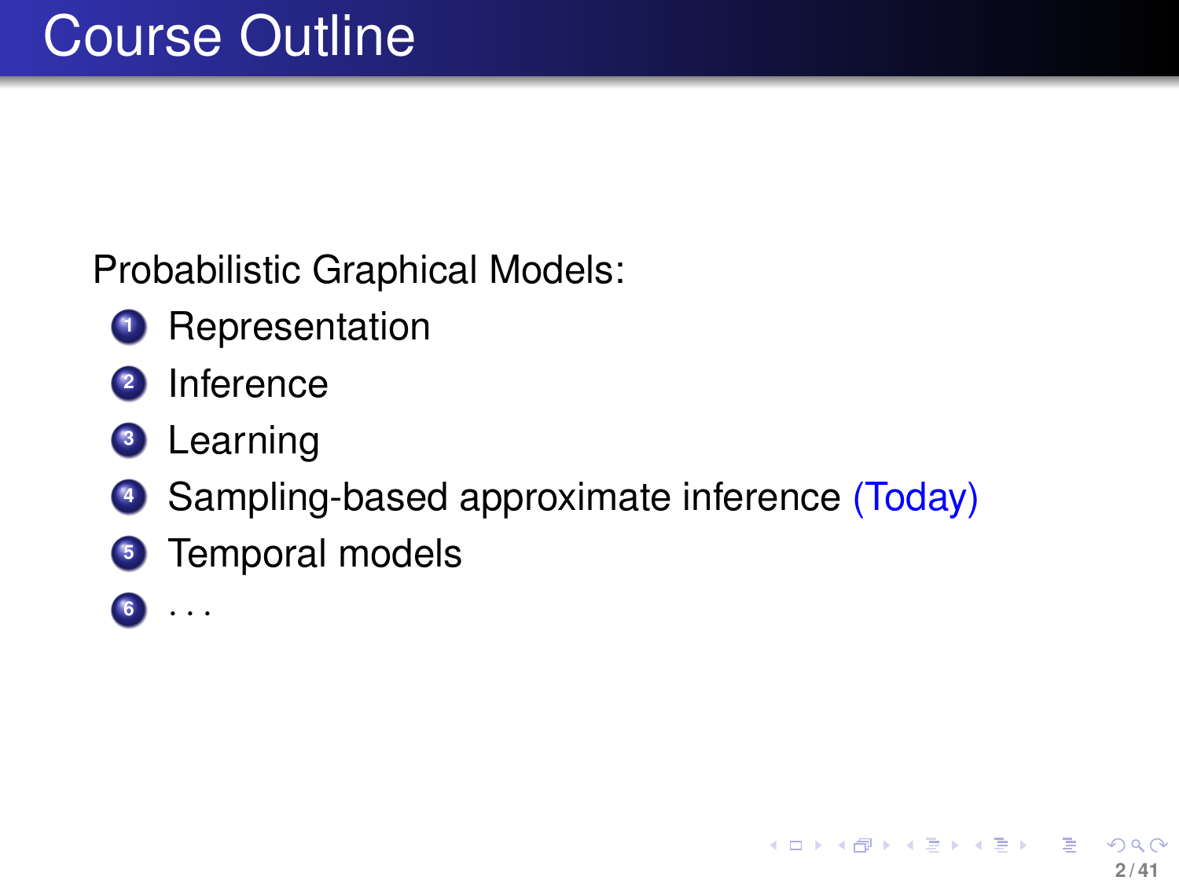# Course Outline

Probabilistic Graphical Models:

1. Representation
2. Inference
3. Learning
4. Sampling-based approximate inference (Today)
5. Temporal models
6. . . .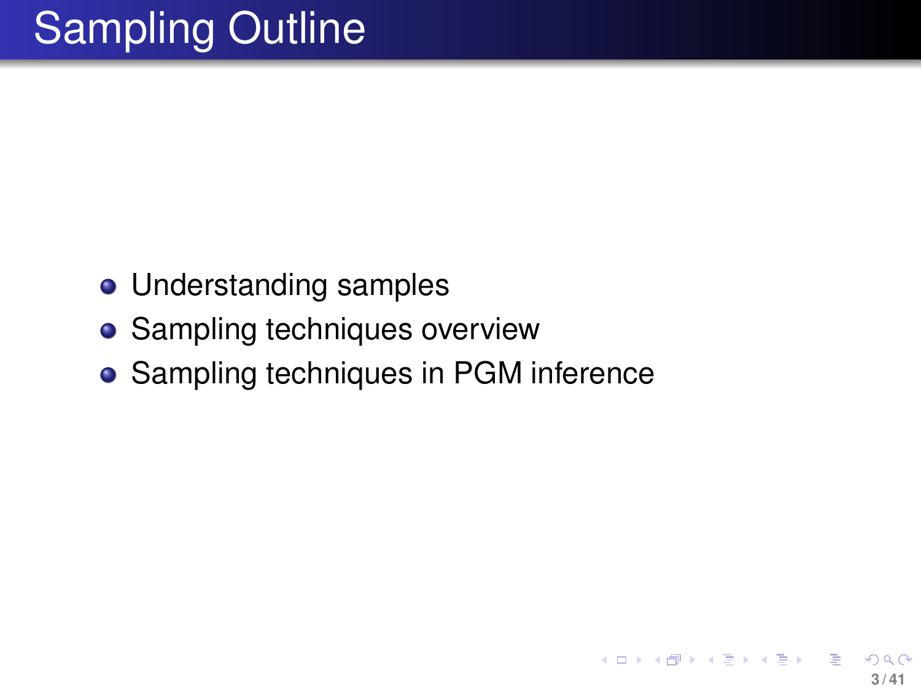# Sampling Outline

- Understanding samples
- Sampling techniques overview
- Sampling techniques in PGM inference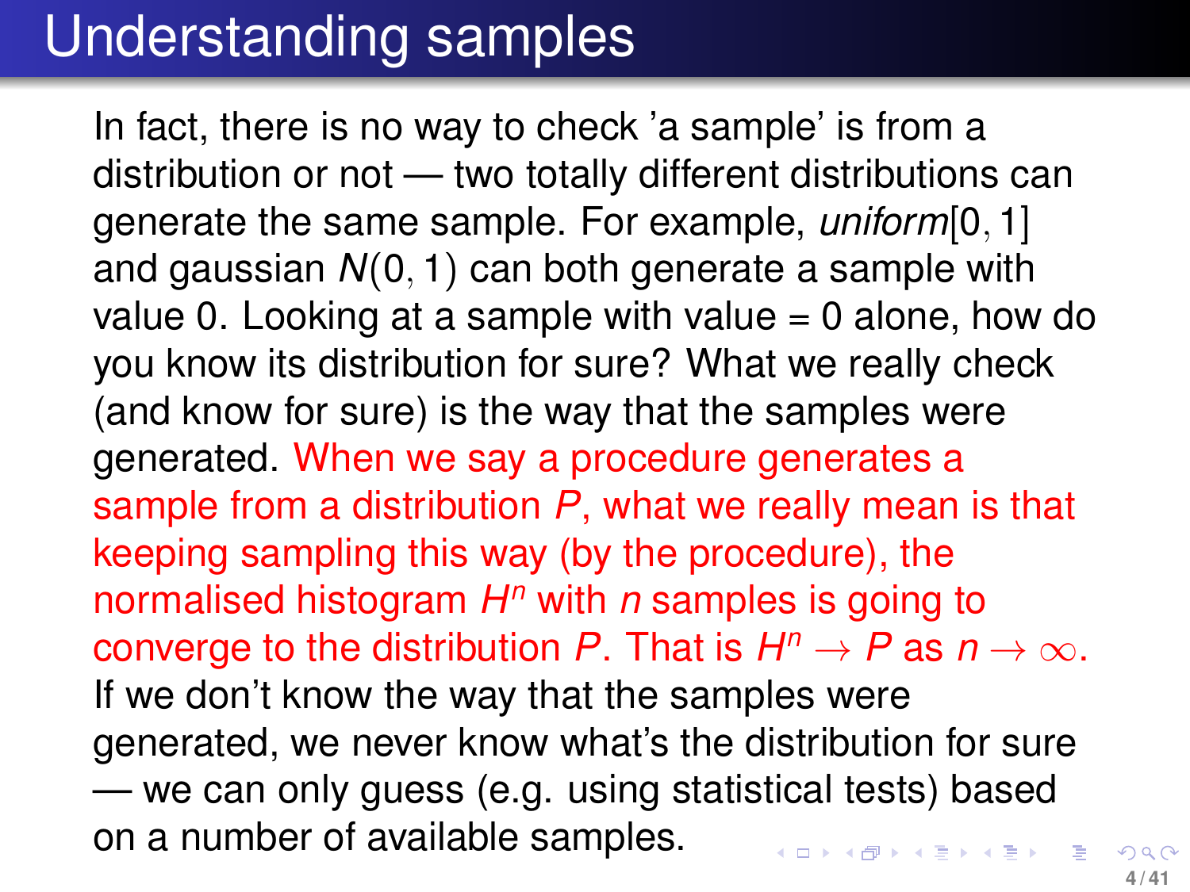# Understanding samples

In fact, there is no way to check 'a sample' is from a distribution or not — two totally different distributions can generate the same sample. For example, *uniform*$[0, 1]$ and gaussian $N(0, 1)$ can both generate a sample with value 0. Looking at a sample with value = 0 alone, how do you know its distribution for sure? What we really check (and know for sure) is the way that the samples were generated. When we say a procedure generates a sample from a distribution $P$, what we really mean is that keeping sampling this way (by the procedure), the normalised histogram $H^n$ with $n$ samples is going to converge to the distribution $P$. That is $H^n \rightarrow P$ as $n \rightarrow \infty$. If we don't know the way that the samples were generated, we never know what's the distribution for sure — we can only guess (e.g. using statistical tests) based on a number of available samples.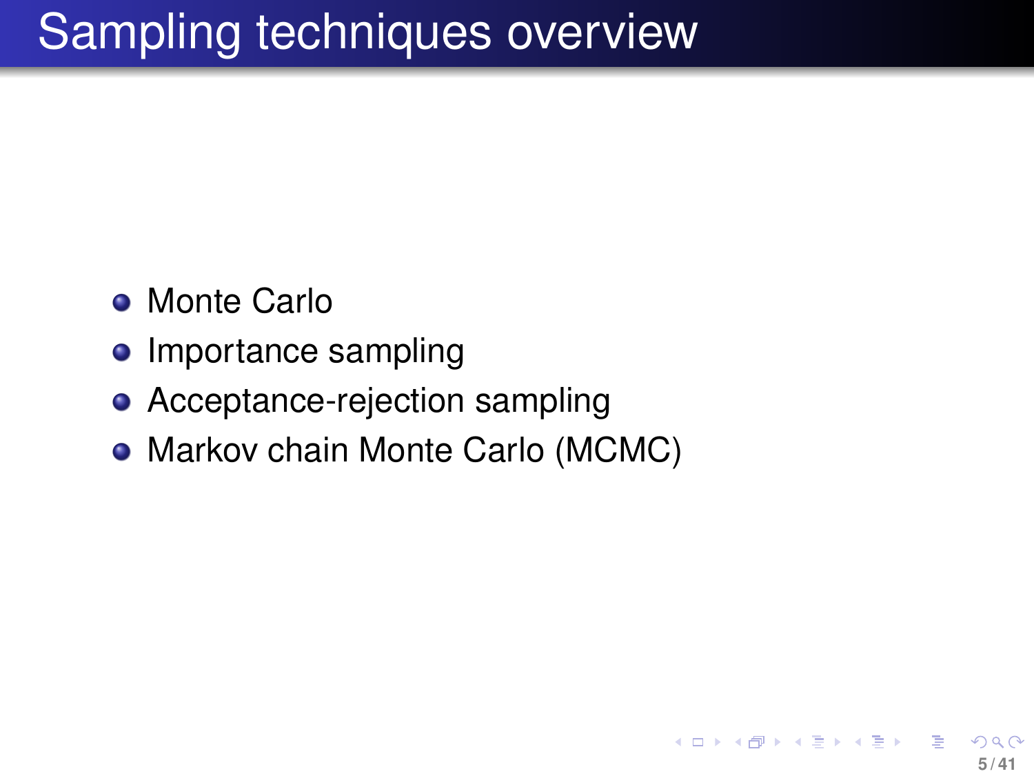# Sampling techniques overview

- Monte Carlo
- Importance sampling
- Acceptance-rejection sampling
- Markov chain Monte Carlo (MCMC)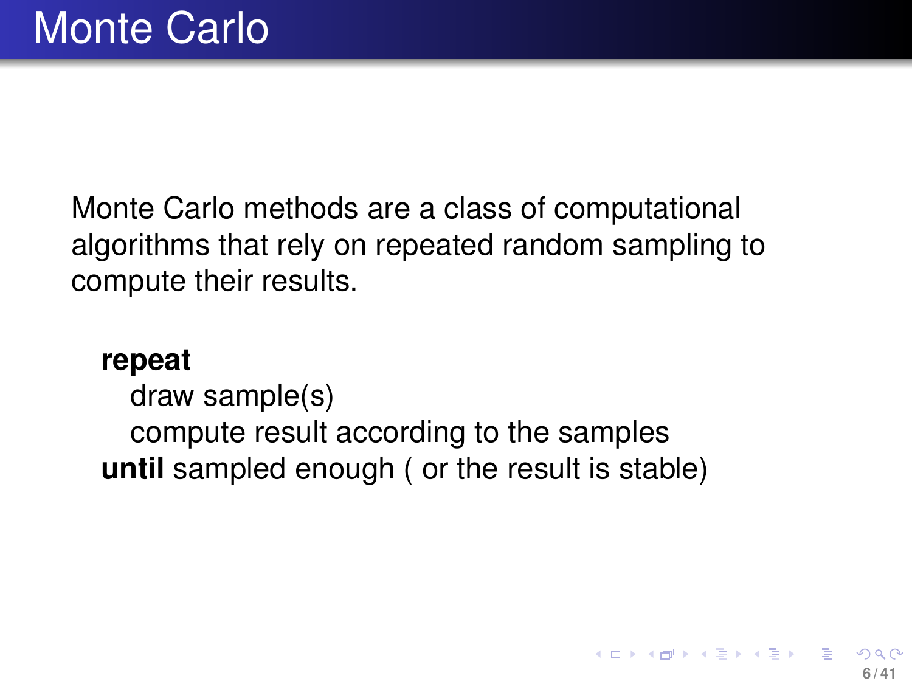# Monte Carlo

Monte Carlo methods are a class of computational algorithms that rely on repeated random sampling to compute their results.

**repeat**
  draw sample(s)
  compute result according to the samples
**until** sampled enough ( or the result is stable)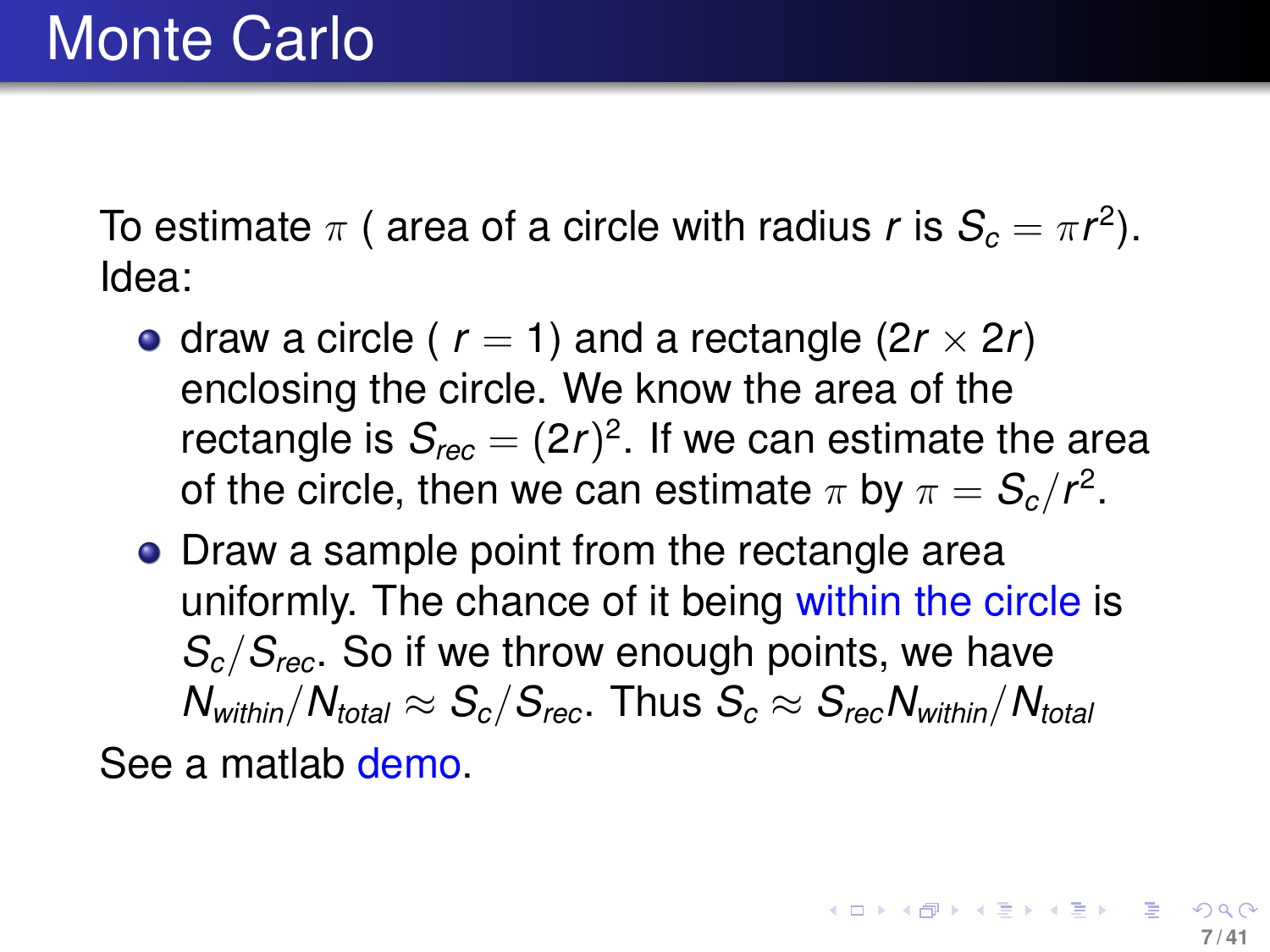# Monte Carlo

To estimate $\pi$ ( area of a circle with radius $r$ is $S_c = \pi r^2$).
Idea:

- draw a circle ( $r = 1$) and a rectangle ($2r \times 2r$) enclosing the circle. We know the area of the rectangle is $S_{rec} = (2r)^2$. If we can estimate the area of the circle, then we can estimate $\pi$ by $\pi = S_c / r^2$.
- Draw a sample point from the rectangle area uniformly. The chance of it being within the circle is $S_c / S_{rec}$. So if we throw enough points, we have $N_{within} / N_{total} \approx S_c / S_{rec}$. Thus $S_c \approx S_{rec} N_{within} / N_{total}$

See a matlab demo.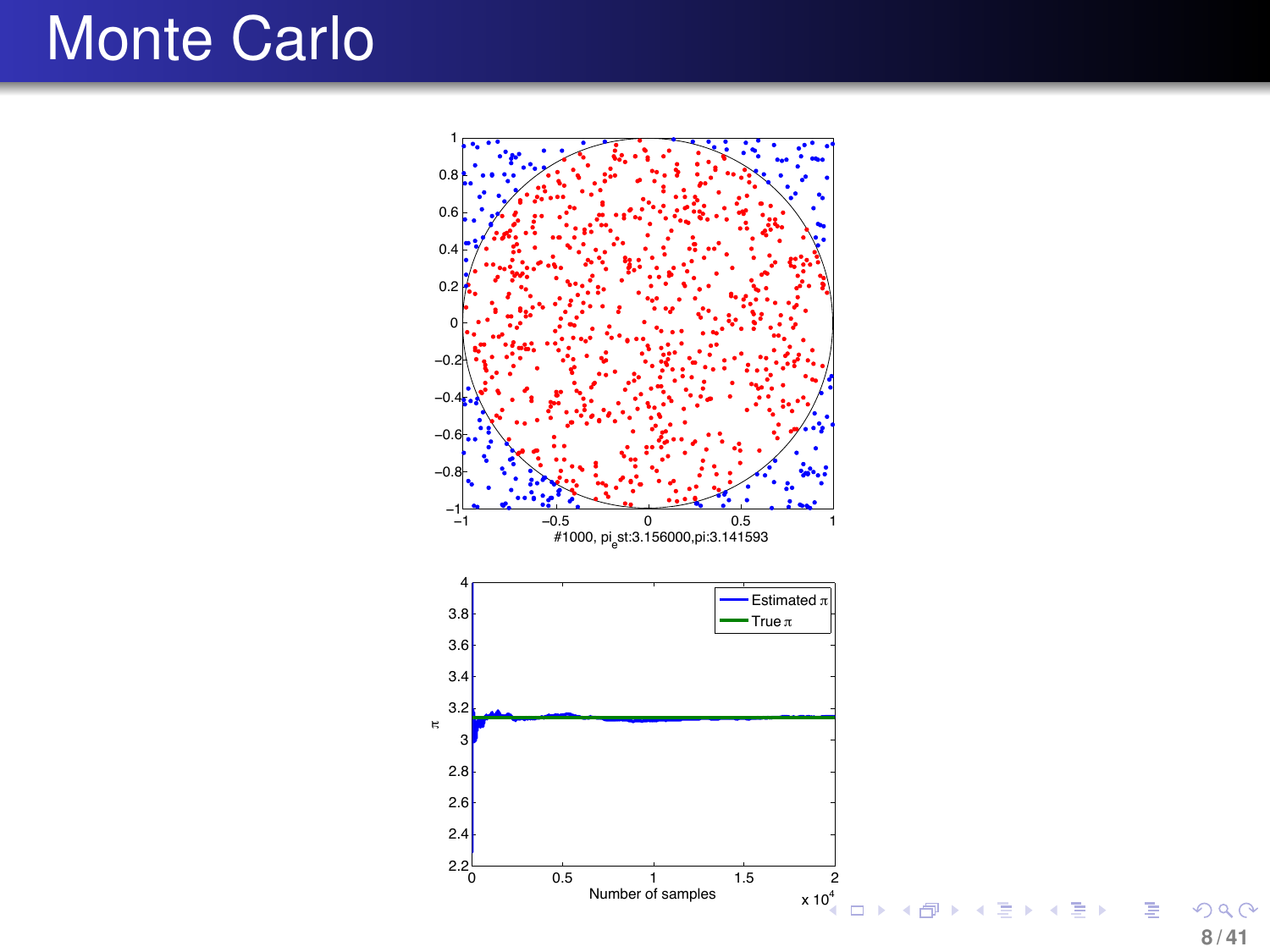# Monte Carlo

#1000, $pi_e$st:3.156000,pi:3.141593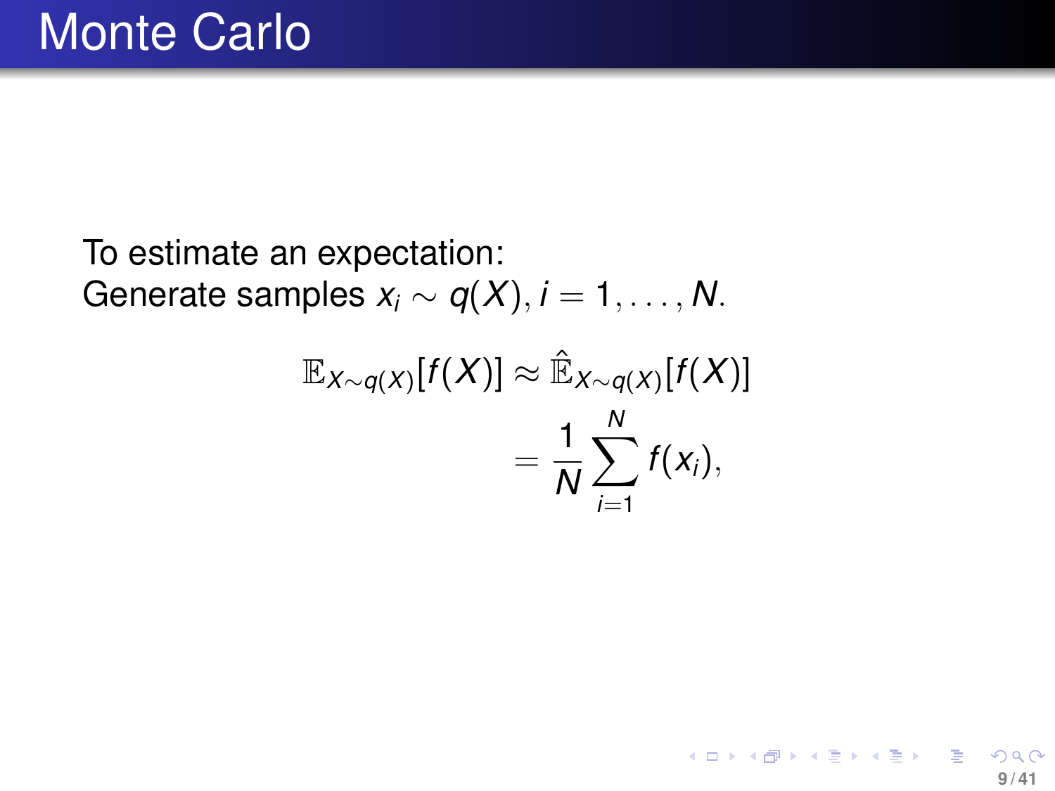# Monte Carlo

To estimate an expectation:
Generate samples $x_i \sim q(X), i = 1, \ldots, N$.

$$
\begin{aligned}
\mathbb{E}_{X \sim q(X)}[f(X)] &\approx \hat{\mathbb{E}}_{X \sim q(X)}[f(X)] \\
&= \frac{1}{N} \sum_{i=1}^{N} f(x_i),
\end{aligned}
$$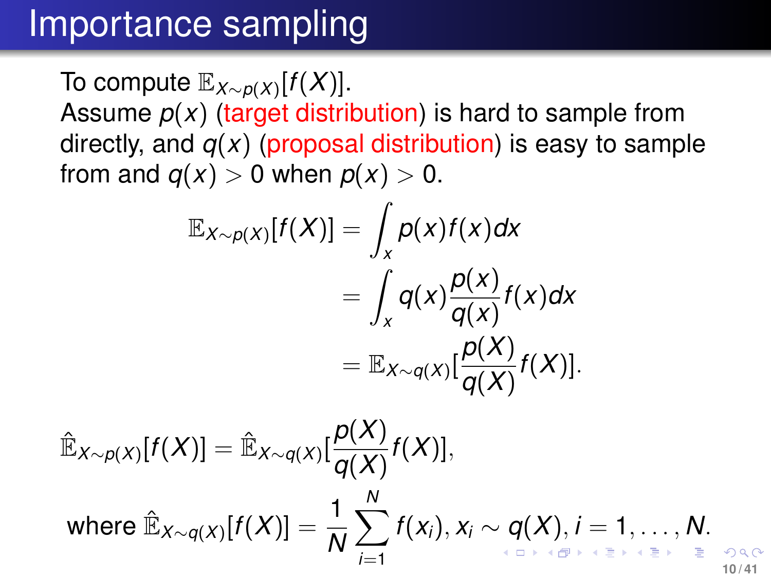# Importance sampling

To compute $\mathbb{E}_{X \sim p(X)}[f(X)]$.
Assume $p(x)$ (target distribution) is hard to sample from directly, and $q(x)$ (proposal distribution) is easy to sample from and $q(x) > 0$ when $p(x) > 0$.

$$
\begin{aligned}
\mathbb{E}_{X \sim p(X)}[f(X)] &= \int_x p(x) f(x) dx \\
&= \int_x q(x) \frac{p(x)}{q(x)} f(x) dx \\
&= \mathbb{E}_{X \sim q(X)}[\frac{p(X)}{q(X)} f(X)].
\end{aligned}
$$

$$
\hat{\mathbb{E}}_{X \sim p(X)}[f(X)] = \hat{\mathbb{E}}_{X \sim q(X)}[\frac{p(X)}{q(X)} f(X)],
$$

$$
\text{where } \hat{\mathbb{E}}_{X \sim q(X)}[f(X)] = \frac{1}{N} \sum_{i=1}^{N} f(x_i), x_i \sim q(X), i = 1, \ldots, N.
$$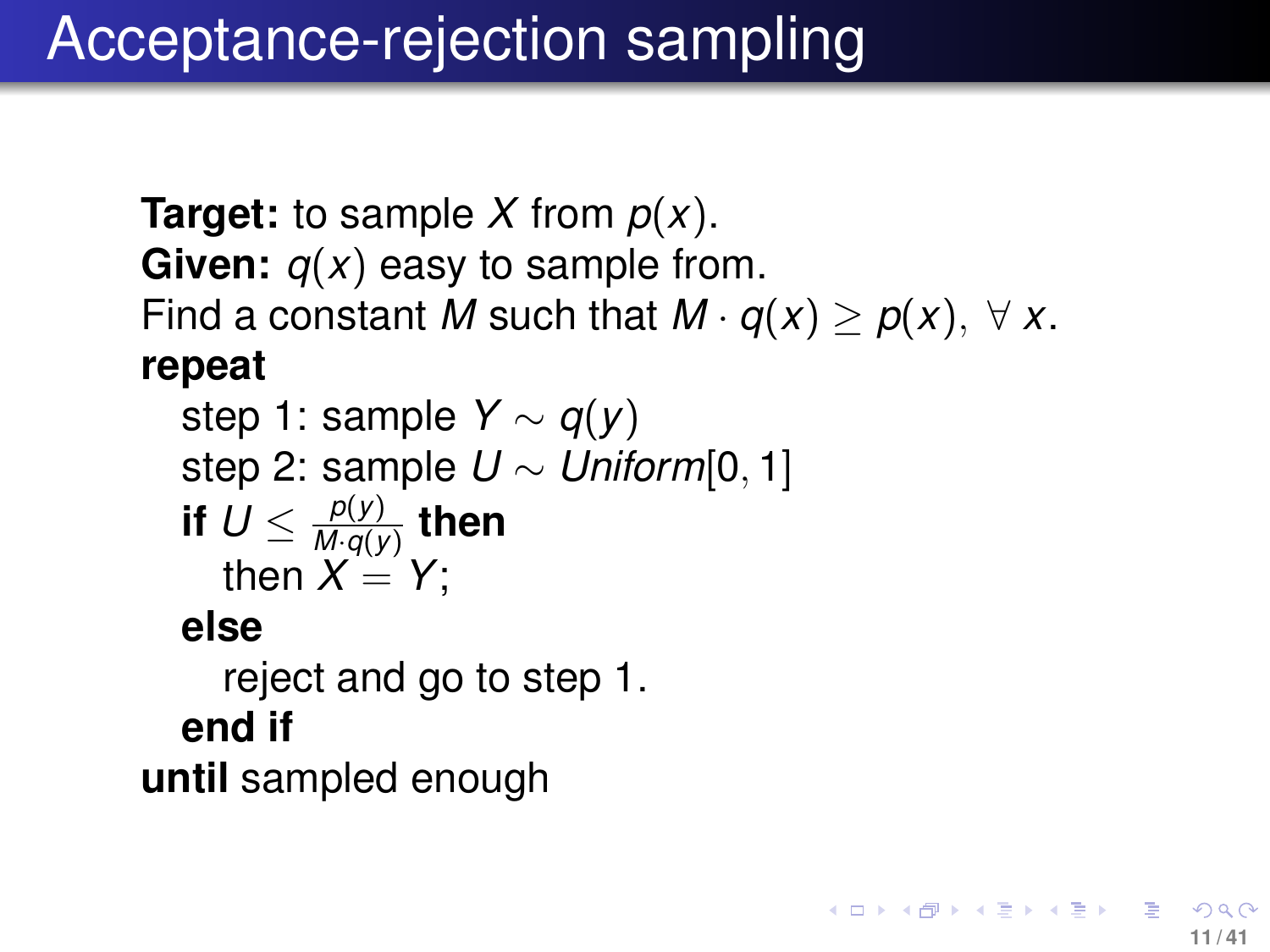# Acceptance-rejection sampling

**Target:** to sample $X$ from $p(x)$.
**Given:** $q(x)$ easy to sample from.
Find a constant $M$ such that $M \cdot q(x) \geq p(x), \ \forall \ x$.

**repeat**

step 1: sample $Y \sim q(y)$

step 2: sample $U \sim Uniform[0, 1]$

**if** $U \leq \frac{p(y)}{M \cdot q(y)}$ **then**

then $X = Y$;

**else**

reject and go to step 1.

**end if**

**until** sampled enough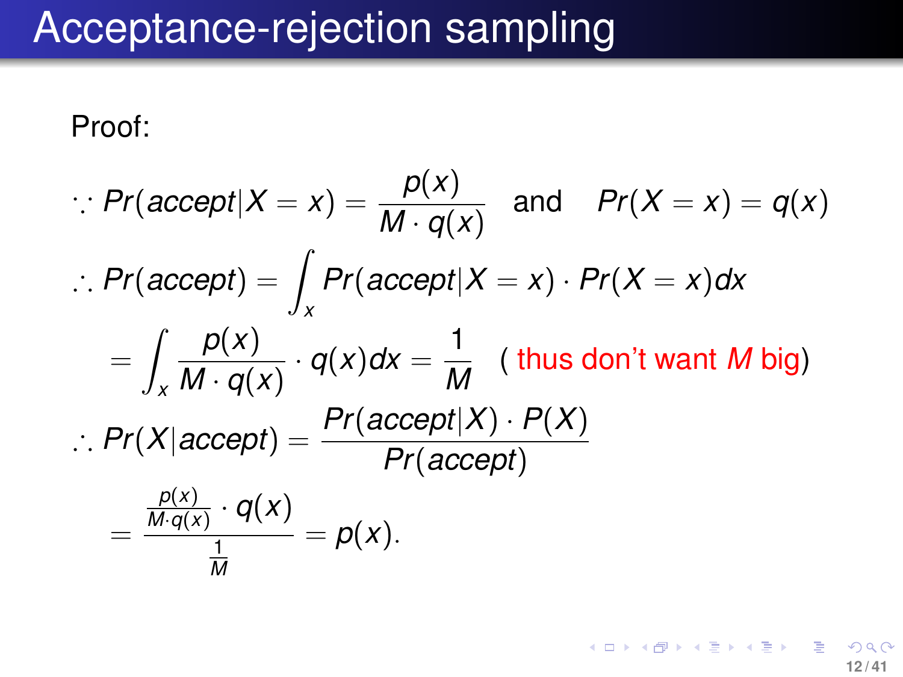# Acceptance-rejection sampling

Proof:

$$\because Pr(accept|X = x) = \frac{p(x)}{M \cdot q(x)} \quad \text{and} \quad Pr(X = x) = q(x)$$

$$\therefore Pr(accept) = \int_x Pr(accept|X = x) \cdot Pr(X = x) dx$$

$$= \int_x \frac{p(x)}{M \cdot q(x)} \cdot q(x) dx = \frac{1}{M} \quad (\text{thus don't want } M \text{ big})$$

$$\therefore Pr(X|accept) = \frac{Pr(accept|X) \cdot P(X)}{Pr(accept)}$$

$$= \frac{\frac{p(x)}{M \cdot q(x)} \cdot q(x)}{\frac{1}{M}} = p(x).$$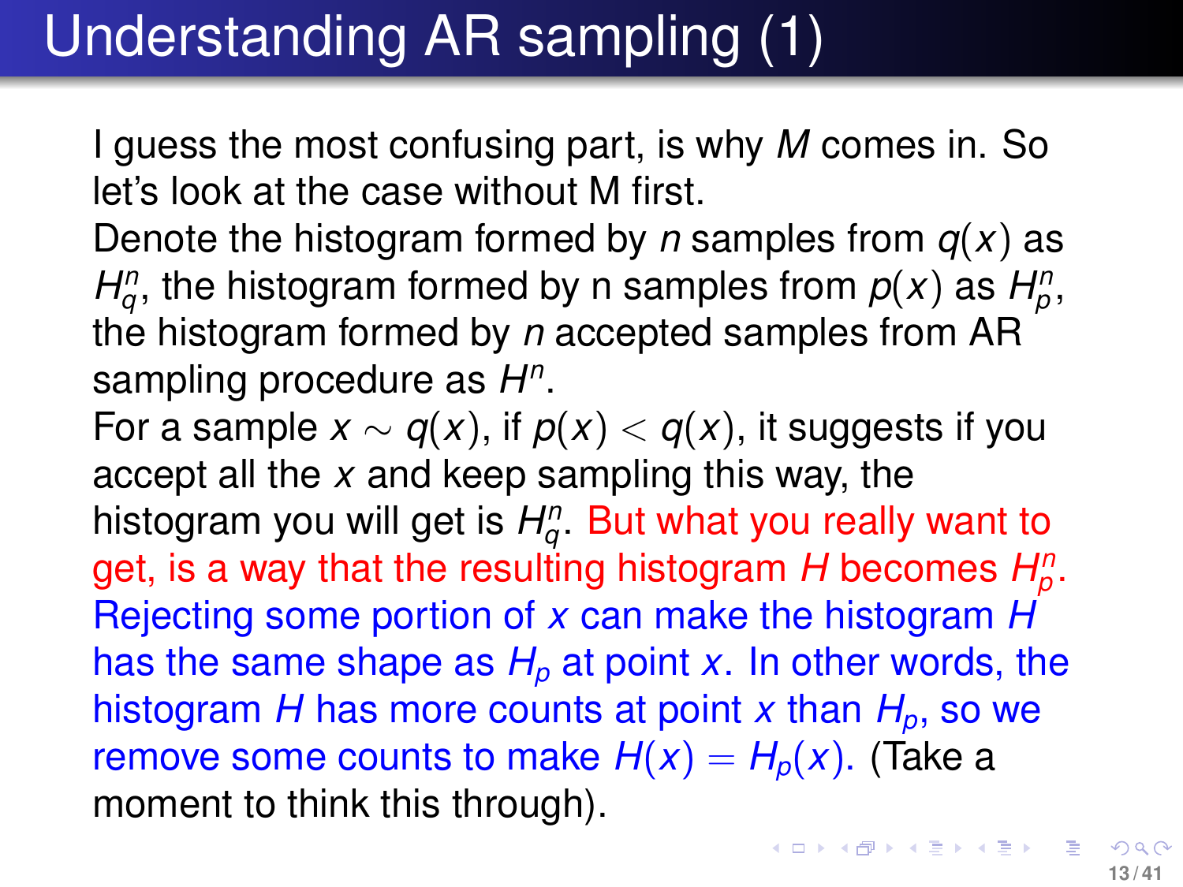# Understanding AR sampling (1)

I guess the most confusing part, is why $M$ comes in. So let's look at the case without M first.

Denote the histogram formed by $n$ samples from $q(x)$ as $H_q^n$, the histogram formed by n samples from $p(x)$ as $H_p^n$, the histogram formed by $n$ accepted samples from AR sampling procedure as $H^n$.

For a sample $x \sim q(x)$, if $p(x) < q(x)$, it suggests if you accept all the $x$ and keep sampling this way, the histogram you will get is $H_q^n$. But what you really want to get, is a way that the resulting histogram $H$ becomes $H_p^n$. Rejecting some portion of $x$ can make the histogram $H$ has the same shape as $H_p$ at point $x$. In other words, the histogram $H$ has more counts at point $x$ than $H_p$, so we remove some counts to make $H(x) = H_p(x)$. (Take a moment to think this through).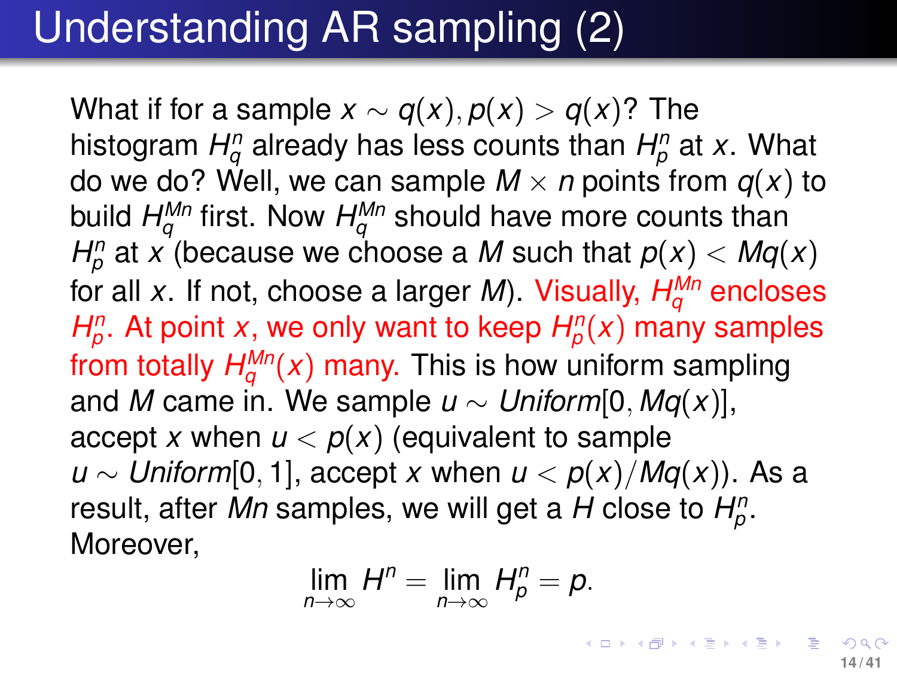# Understanding AR sampling (2)

What if for a sample $x \sim q(x), p(x) > q(x)$? The histogram $H_q^n$ already has less counts than $H_p^n$ at $x$. What do we do? Well, we can sample $M \times n$ points from $q(x)$ to build $H_q^{Mn}$ first. Now $H_q^{Mn}$ should have more counts than $H_p^n$ at $x$ (because we choose a $M$ such that $p(x) < Mq(x)$ for all $x$. If not, choose a larger $M$). Visually, $H_q^{Mn}$ encloses $H_p^n$. At point $x$, we only want to keep $H_p^n(x)$ many samples from totally $H_q^{Mn}(x)$ many. This is how uniform sampling and $M$ came in. We sample $u \sim Uniform[0, Mq(x)]$, accept $x$ when $u < p(x)$ (equivalent to sample $u \sim Uniform[0, 1]$, accept $x$ when $u < p(x)/Mq(x)$). As a result, after $Mn$ samples, we will get a $H$ close to $H_p^n$. Moreover,

$$\lim_{n\to\infty} H^n = \lim_{n\to\infty} H_p^n = p.$$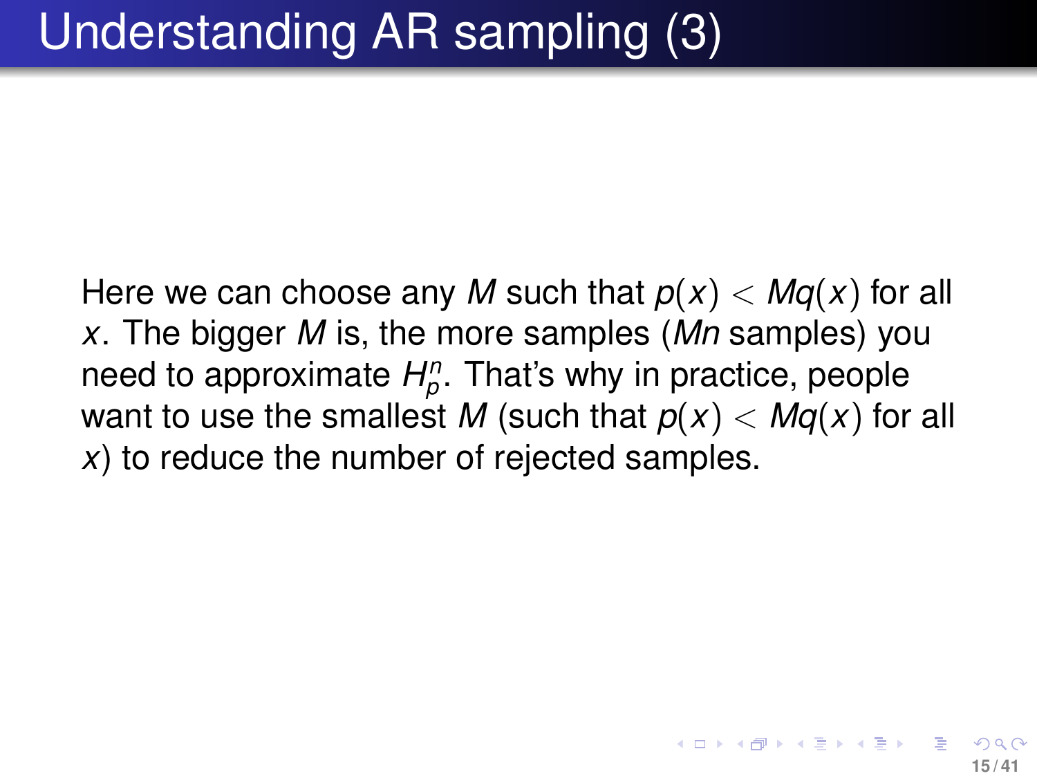# Understanding AR sampling (3)

Here we can choose any $M$ such that $p(x) < Mq(x)$ for all $x$. The bigger $M$ is, the more samples ($Mn$ samples) you need to approximate $H_p^n$. That's why in practice, people want to use the smallest $M$ (such that $p(x) < Mq(x)$ for all $x$) to reduce the number of rejected samples.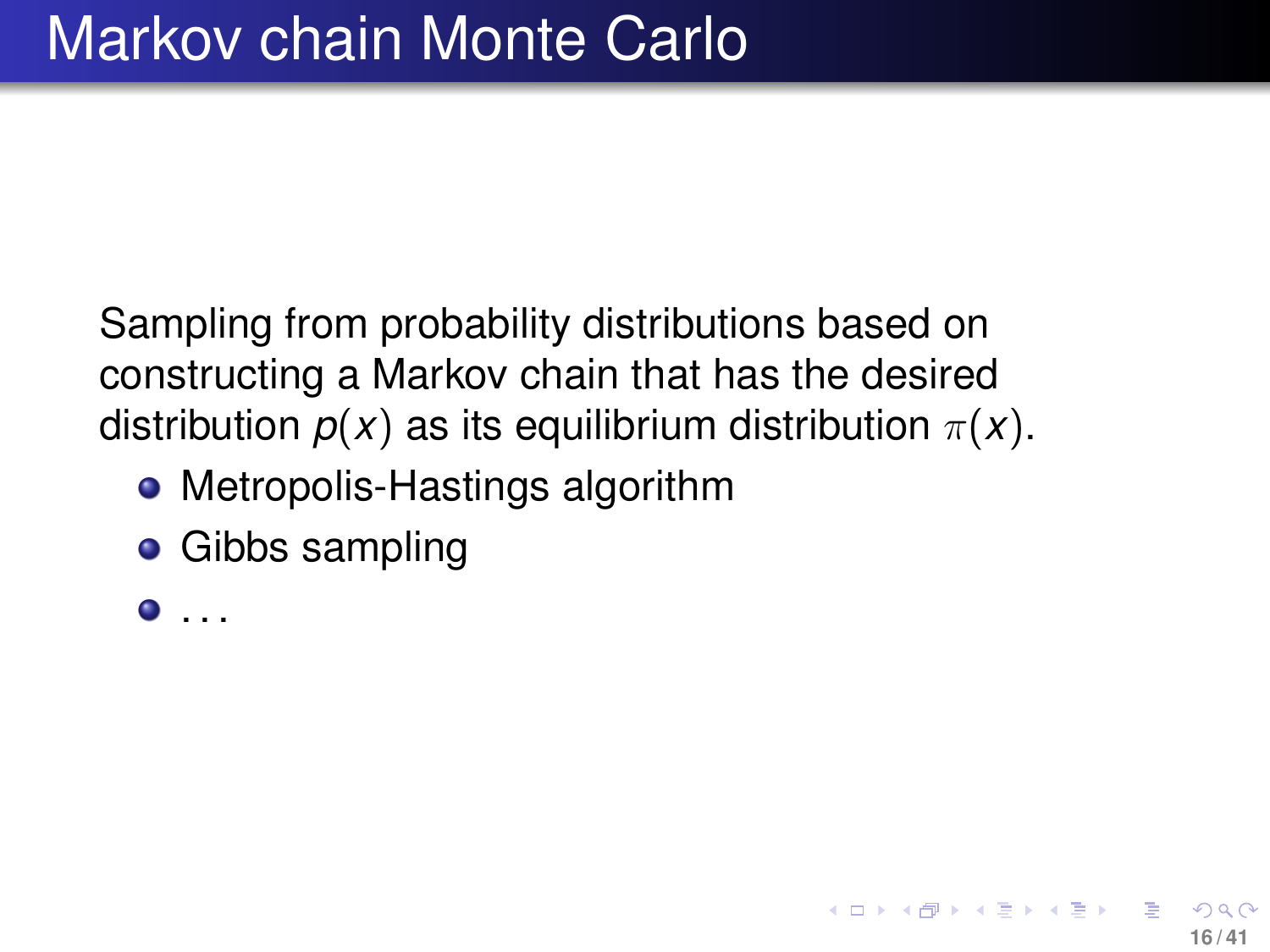# Markov chain Monte Carlo

Sampling from probability distributions based on constructing a Markov chain that has the desired distribution $p(x)$ as its equilibrium distribution $\pi(x)$.

- Metropolis-Hastings algorithm
- Gibbs sampling
- ...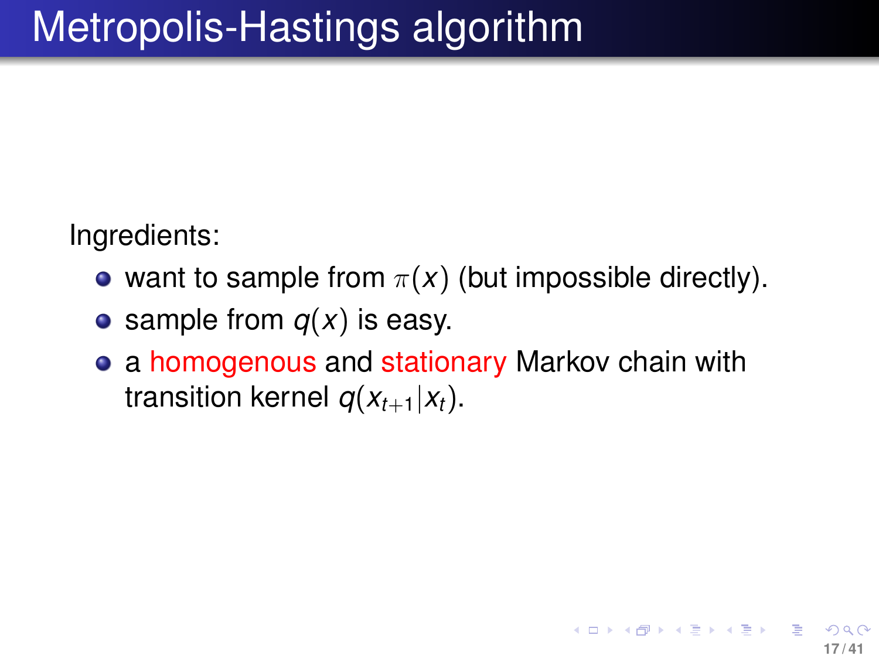# Metropolis-Hastings algorithm

Ingredients:

- want to sample from $\pi(x)$ (but impossible directly).
- sample from $q(x)$ is easy.
- a homogenous and stationary Markov chain with transition kernel $q(x_{t+1}|x_t)$.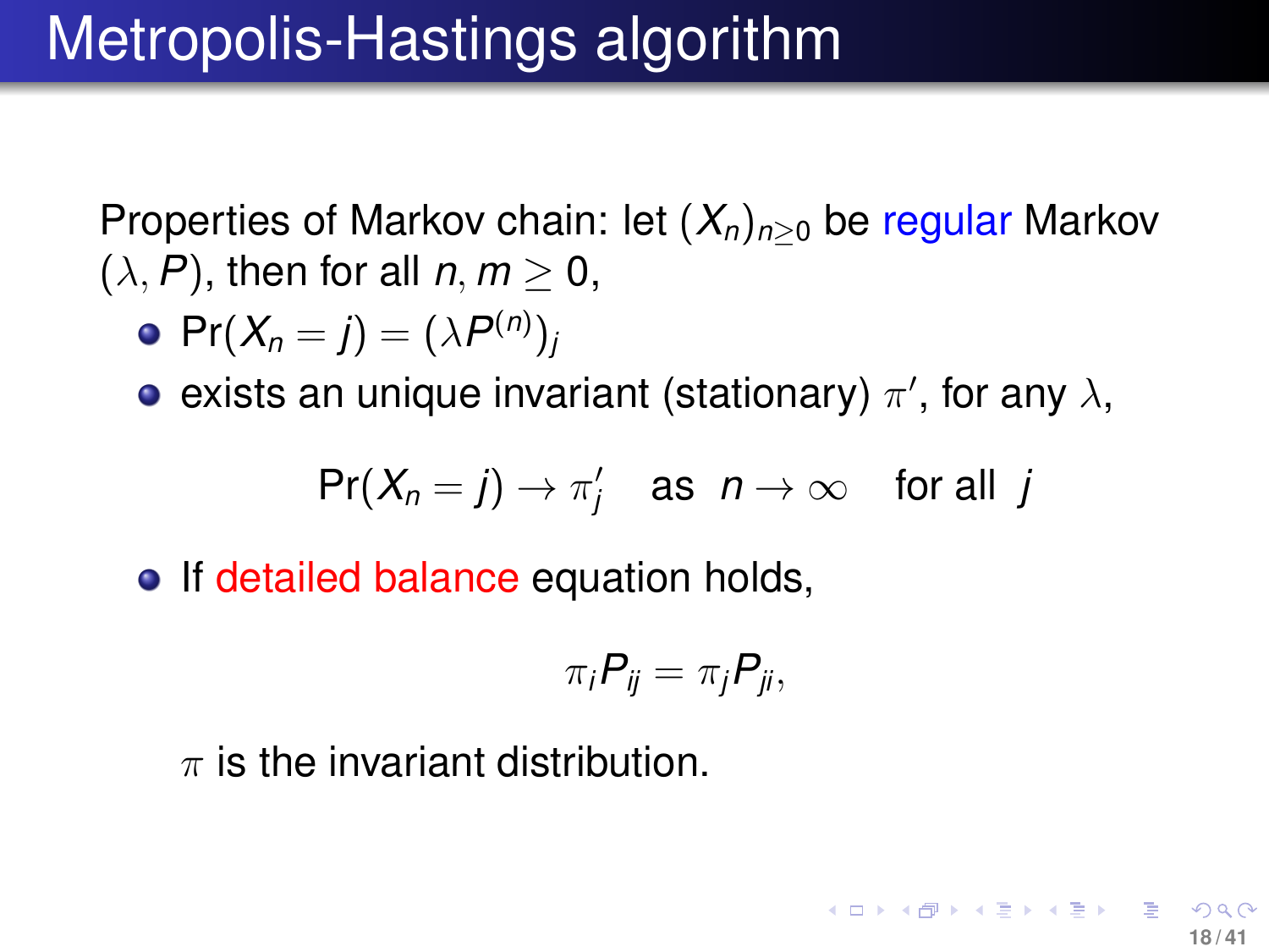# Metropolis-Hastings algorithm

Properties of Markov chain: let $(X_n)_{n \geq 0}$ be regular Markov $(\lambda, P)$, then for all $n, m \geq 0$,

- $\Pr(X_n = j) = (\lambda P^{(n)})_j$
- exists an unique invariant (stationary) $\pi'$, for any $\lambda$,

$$\Pr(X_n = j) \to \pi'_j \quad \text{as} \;\; n \to \infty \quad \text{for all} \;\; j$$

- If detailed balance equation holds,

$$\pi_i P_{ij} = \pi_j P_{ji},$$

  $\pi$ is the invariant distribution.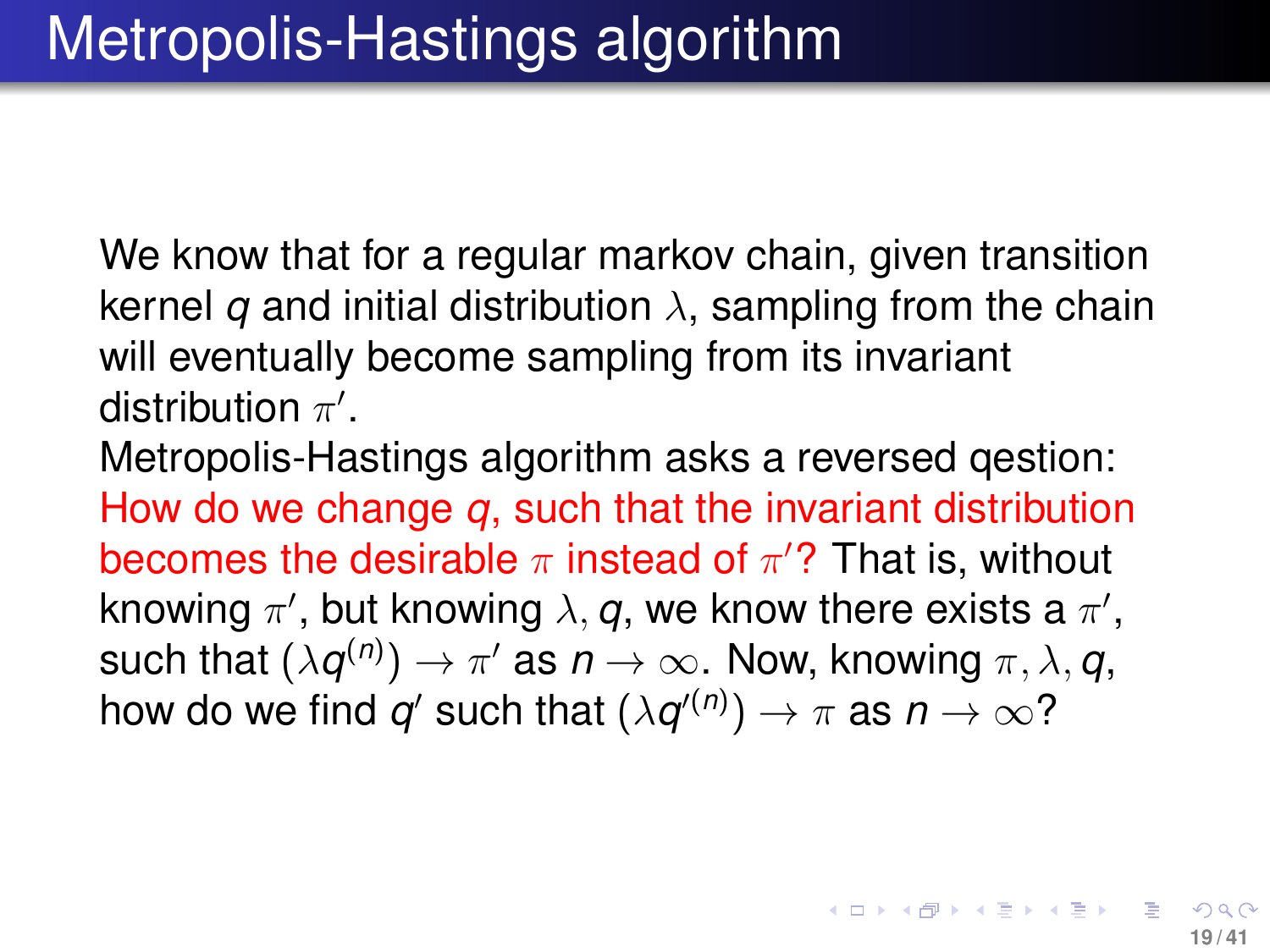# Metropolis-Hastings algorithm

We know that for a regular markov chain, given transition kernel $q$ and initial distribution $\lambda$, sampling from the chain will eventually become sampling from its invariant distribution $\pi'$.

Metropolis-Hastings algorithm asks a reversed qestion: How do we change $q$, such that the invariant distribution becomes the desirable $\pi$ instead of $\pi'$? That is, without knowing $\pi'$, but knowing $\lambda, q$, we know there exists a $\pi'$, such that $(\lambda q^{(n)}) \to \pi'$ as $n \to \infty$. Now, knowing $\pi, \lambda, q$, how do we find $q'$ such that $(\lambda q'^{(n)}) \to \pi$ as $n \to \infty$?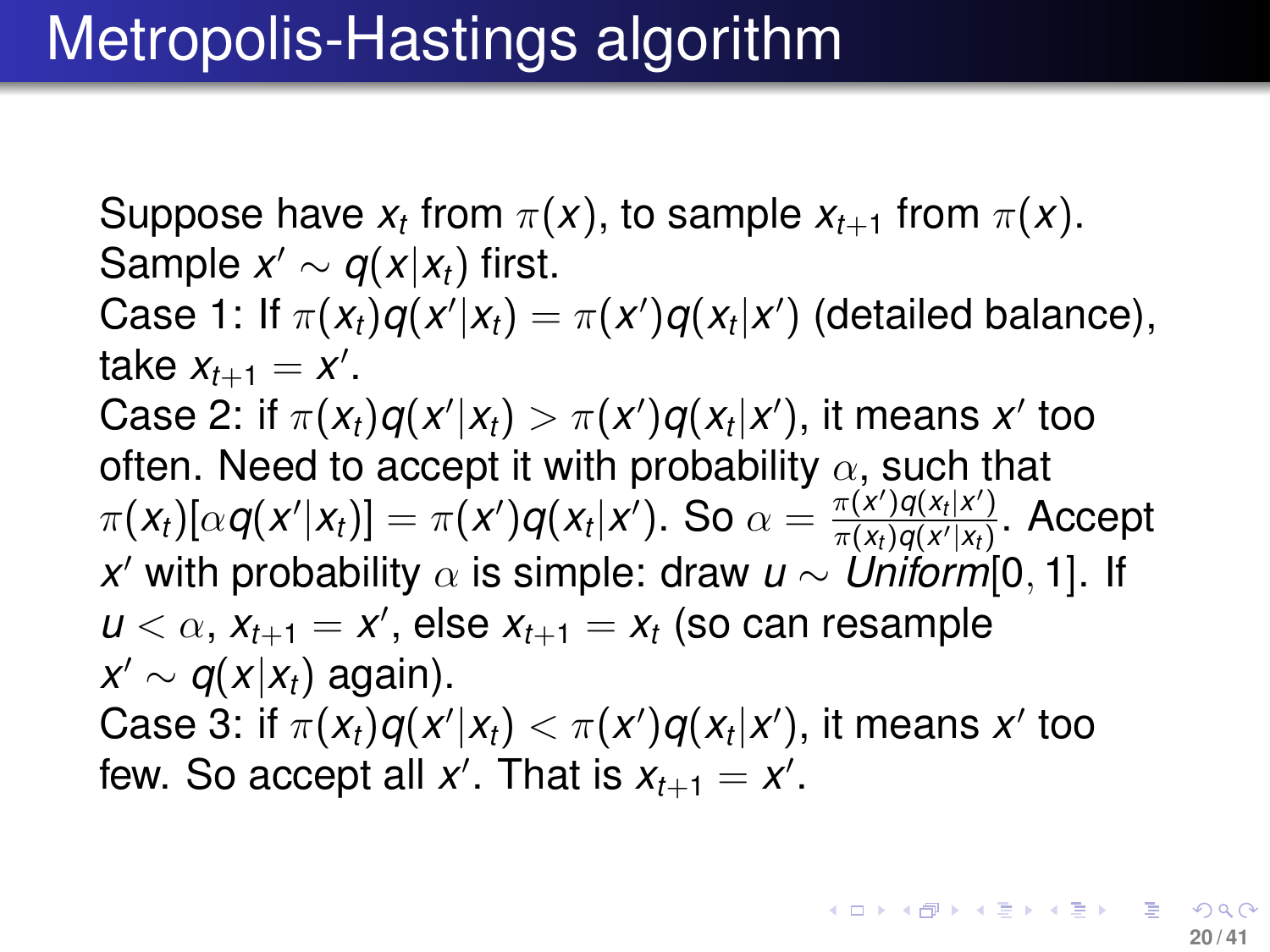# Metropolis-Hastings algorithm

Suppose have $x_t$ from $\pi(x)$, to sample $x_{t+1}$ from $\pi(x)$.
Sample $x' \sim q(x|x_t)$ first.
Case 1: If $\pi(x_t)q(x'|x_t) = \pi(x')q(x_t|x')$ (detailed balance), take $x_{t+1} = x'$.
Case 2: if $\pi(x_t)q(x'|x_t) > \pi(x')q(x_t|x')$, it means $x'$ too often. Need to accept it with probability $\alpha$, such that $\pi(x_t)[\alpha q(x'|x_t)] = \pi(x')q(x_t|x')$. So $\alpha = \frac{\pi(x')q(x_t|x')}{\pi(x_t)q(x'|x_t)}$. Accept $x'$ with probability $\alpha$ is simple: draw $u \sim \mathit{Uniform}[0, 1]$. If $u < \alpha$, $x_{t+1} = x'$, else $x_{t+1} = x_t$ (so can resample $x' \sim q(x|x_t)$ again).
Case 3: if $\pi(x_t)q(x'|x_t) < \pi(x')q(x_t|x')$, it means $x'$ too few. So accept all $x'$. That is $x_{t+1} = x'$.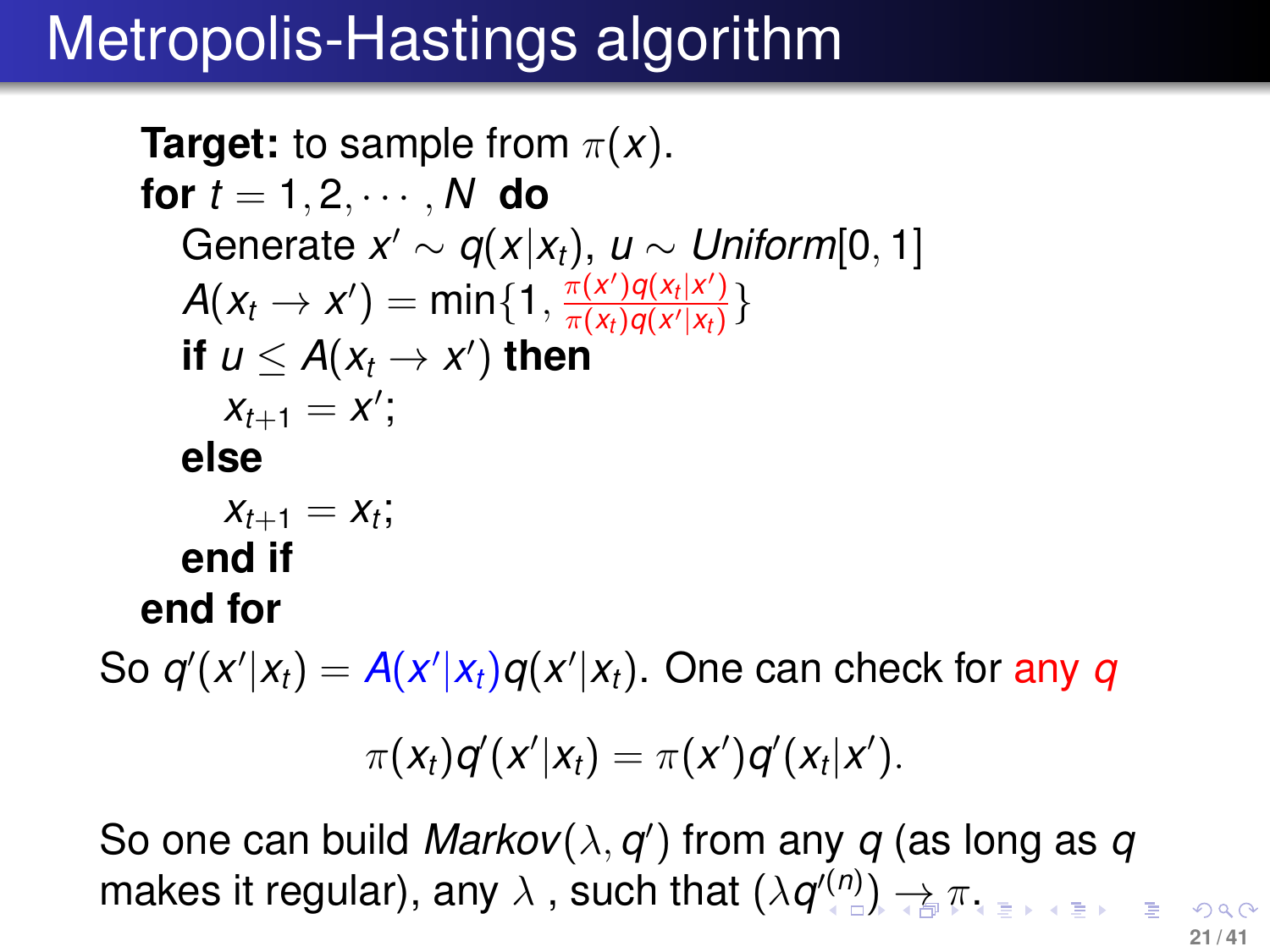# Metropolis-Hastings algorithm

**Target:** to sample from $\pi(x)$.

**for** $t = 1, 2, \cdots, N$ **do**

  Generate $x' \sim q(x|x_t)$, $u \sim Uniform[0, 1]$

  $A(x_t \to x') = \min\{1, \frac{\pi(x')q(x_t|x')}{\pi(x_t)q(x'|x_t)}\}$

  **if** $u \leq A(x_t \to x')$ **then**

    $x_{t+1} = x'$;

  **else**

    $x_{t+1} = x_t$;

  **end if**

**end for**

So $q'(x'|x_t) = A(x'|x_t)q(x'|x_t)$. One can check for any $q$

$$\pi(x_t)q'(x'|x_t) = \pi(x')q'(x_t|x').$$

So one can build $Markov(\lambda, q')$ from any $q$ (as long as $q$ makes it regular), any $\lambda$ , such that $(\lambda q'^{(n)}) \to \pi$.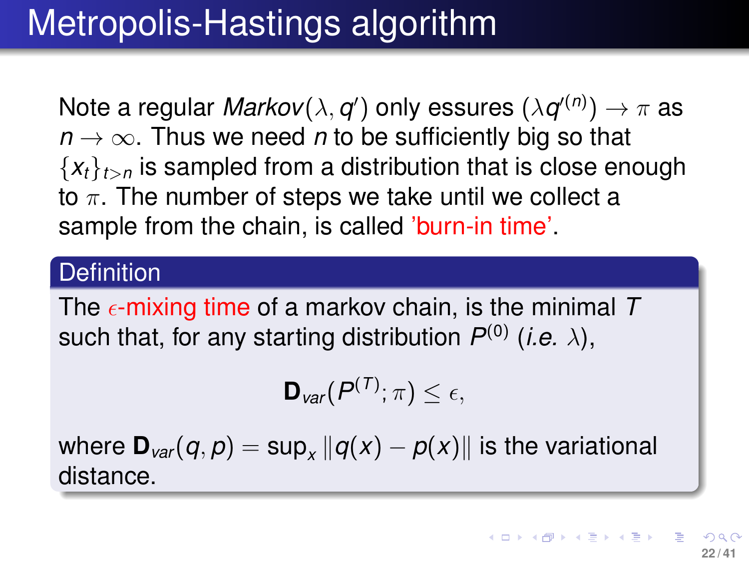# Metropolis-Hastings algorithm

Note a regular *Markov*$(\lambda, q')$ only essures $(\lambda q'^{(n)}) \rightarrow \pi$ as $n \rightarrow \infty$. Thus we need $n$ to be sufficiently big so that $\{x_t\}_{t>n}$ is sampled from a distribution that is close enough to $\pi$. The number of steps we take until we collect a sample from the chain, is called 'burn-in time'.

**Definition**

The $\epsilon$-mixing time of a markov chain, is the minimal $T$ such that, for any starting distribution $P^{(0)}$ (*i.e.* $\lambda$),

$$\mathbf{D}_{var}(P^{(T)}; \pi) \leq \epsilon,$$

where $\mathbf{D}_{var}(q, p) = \sup_x \|q(x) - p(x)\|$ is the variational distance.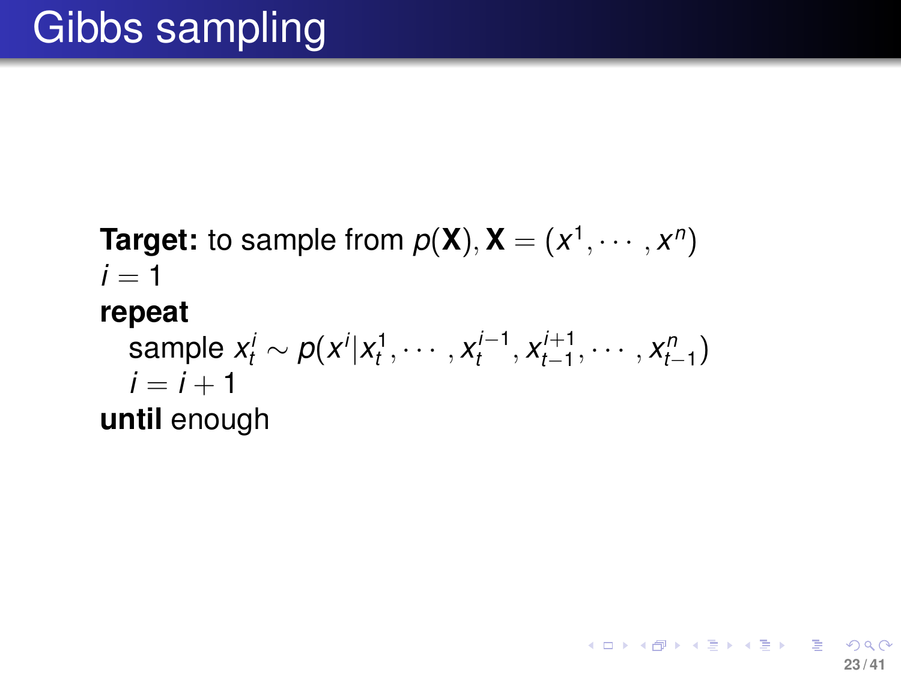# Gibbs sampling

**Target:** to sample from $p(\mathbf{X}), \mathbf{X} = (x^1, \cdots, x^n)$
$i = 1$
**repeat**
  sample $x_t^i \sim p(x^i | x_t^1, \cdots, x_t^{i-1}, x_{t-1}^{i+1}, \cdots, x_{t-1}^n)$
  $i = i + 1$
**until** enough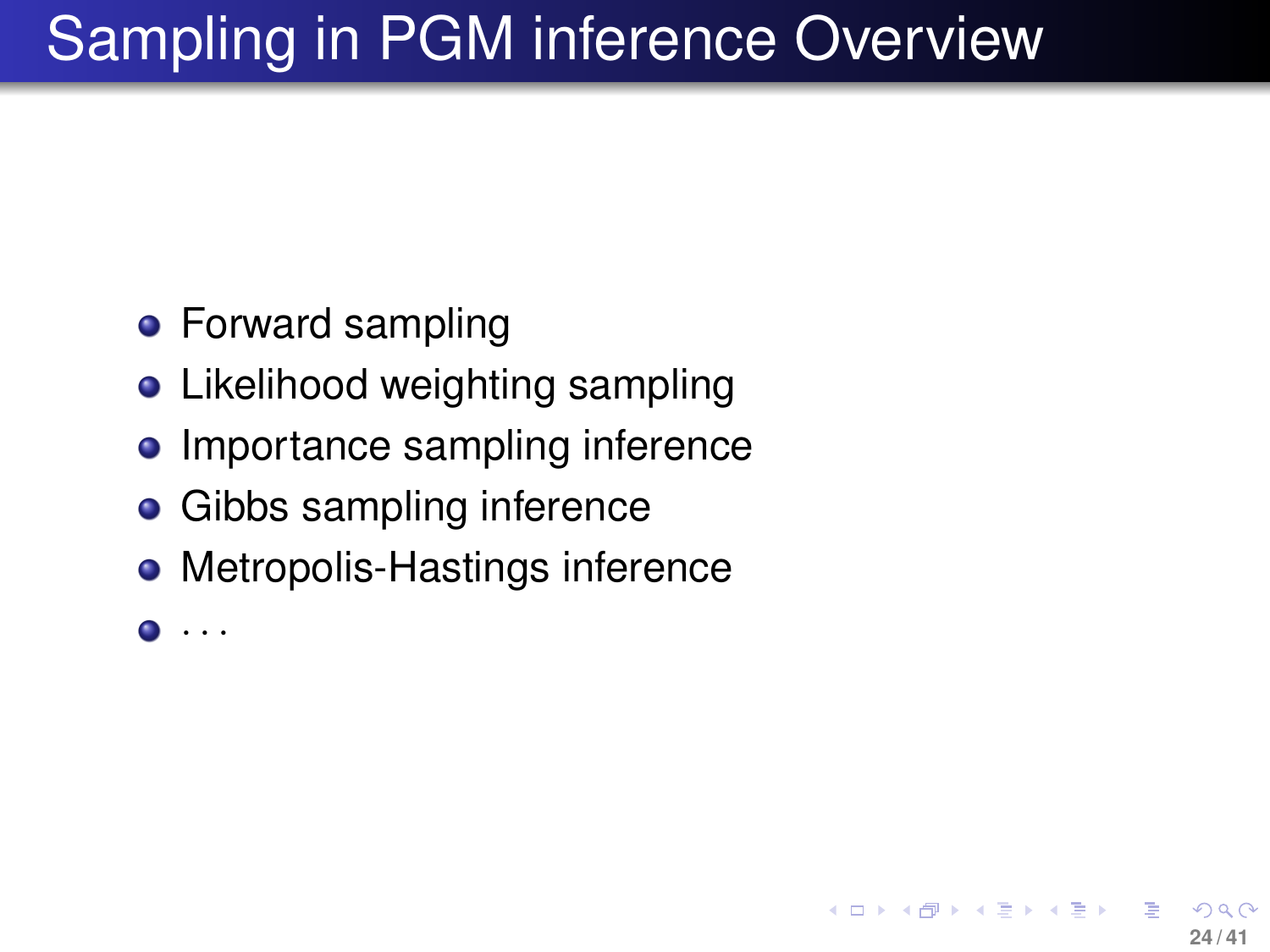# Sampling in PGM inference Overview

- Forward sampling
- Likelihood weighting sampling
- Importance sampling inference
- Gibbs sampling inference
- Metropolis-Hastings inference
- $\cdots$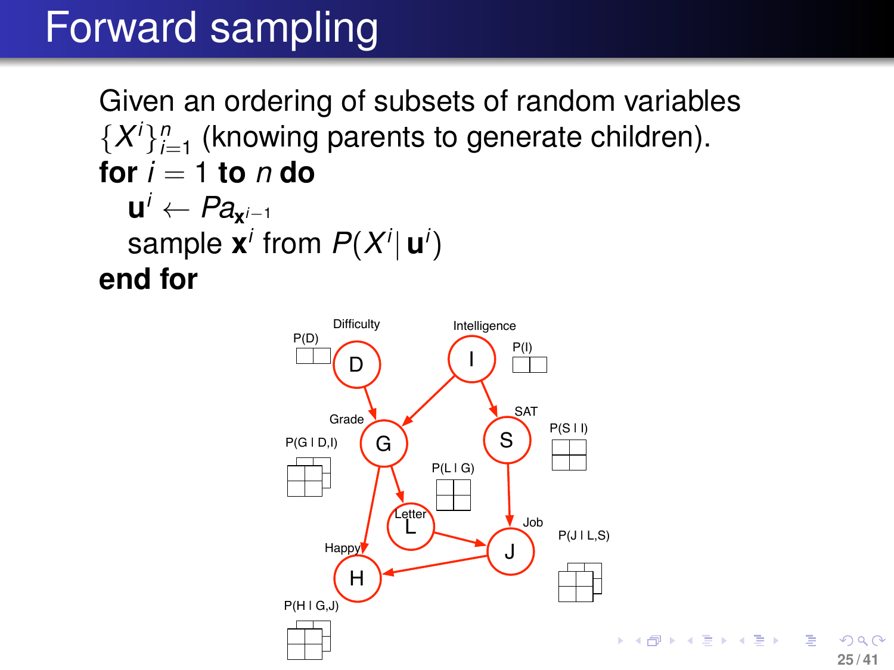# Forward sampling

Given an ordering of subsets of random variables $\{X^i\}_{i=1}^n$ (knowing parents to generate children).

**for** $i = 1$ **to** $n$ **do**

  $\mathbf{u}^i \leftarrow Pa_{\mathbf{x}^{i-1}}$

  sample $\mathbf{x}^i$ from $P(X^i | \mathbf{u}^i)$

**end for**

Difficulty

P(D)

D

Intelligence

I

P(I)

Grade

G

P(G | D,I)

SAT

S

P(S | I)

P(L | G)

Letter

L

Job

J

P(J | L,S)

Happy

H

P(H | G,J)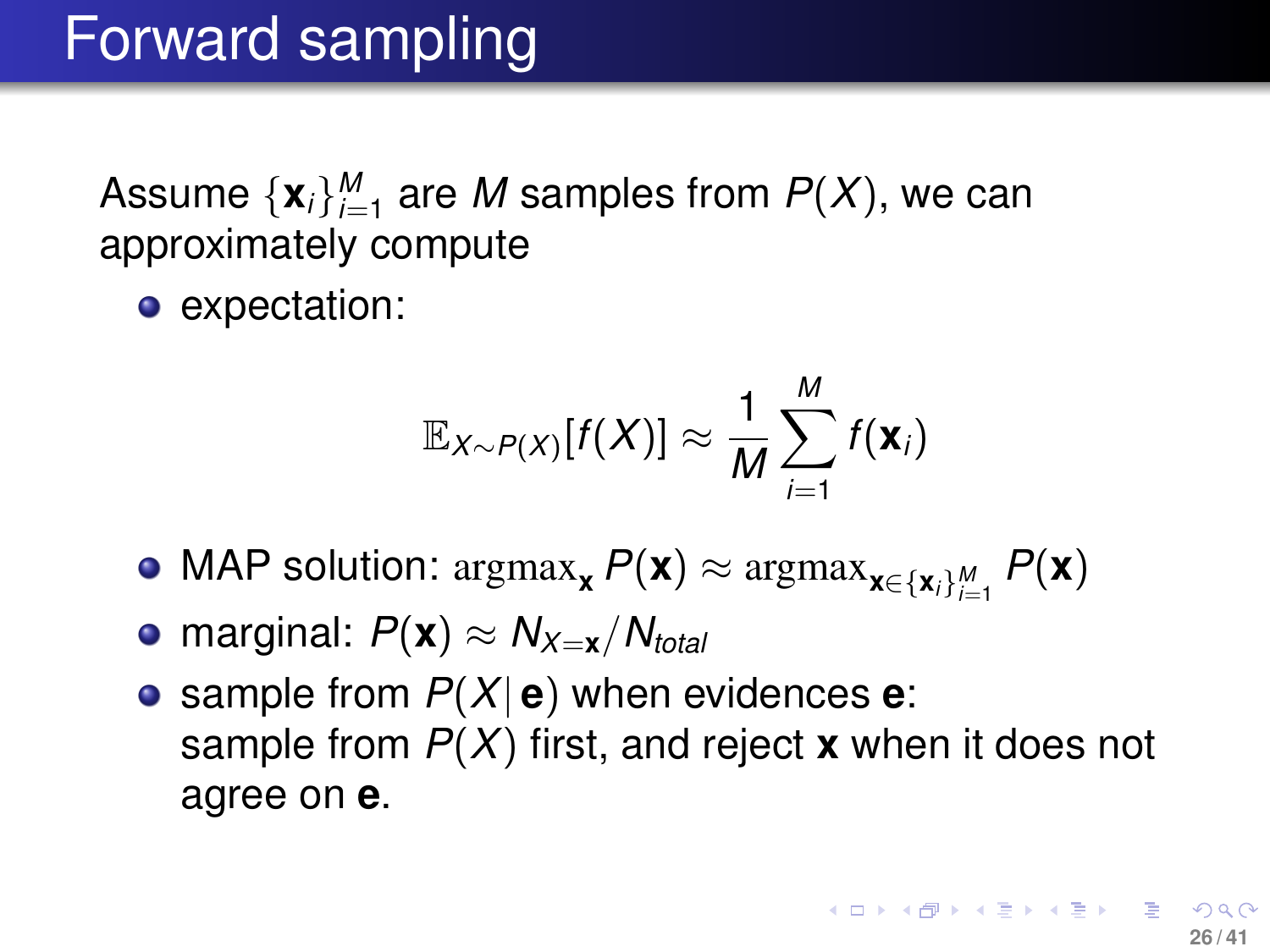# Forward sampling

Assume $\{\mathbf{x}_i\}_{i=1}^M$ are $M$ samples from $P(X)$, we can approximately compute

- expectation:

$$\mathbb{E}_{X \sim P(X)}[f(X)] \approx \frac{1}{M} \sum_{i=1}^{M} f(\mathbf{x}_i)$$

- MAP solution: $\text{argmax}_{\mathbf{x}} P(\mathbf{x}) \approx \text{argmax}_{\mathbf{x} \in \{\mathbf{x}_i\}_{i=1}^M} P(\mathbf{x})$
- marginal: $P(\mathbf{x}) \approx N_{X=\mathbf{x}} / N_{total}$
- sample from $P(X|\,\mathbf{e})$ when evidences $\mathbf{e}$:
  sample from $P(X)$ first, and reject $\mathbf{x}$ when it does not agree on $\mathbf{e}$.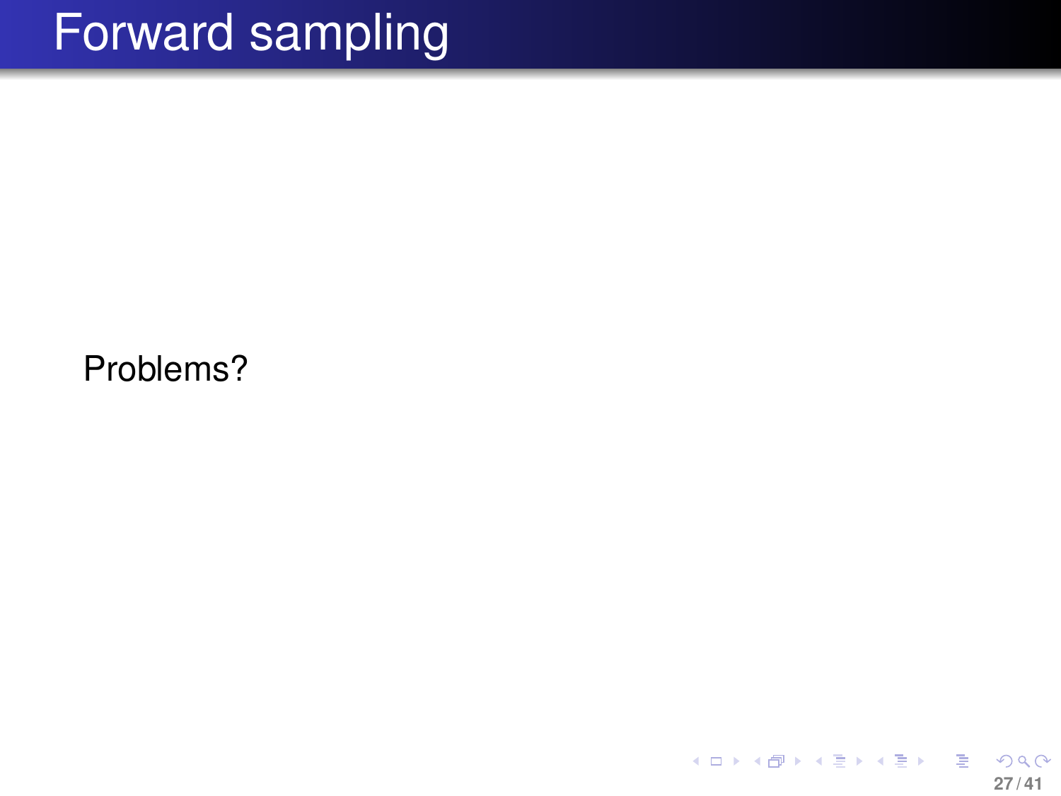# Forward sampling

Problems?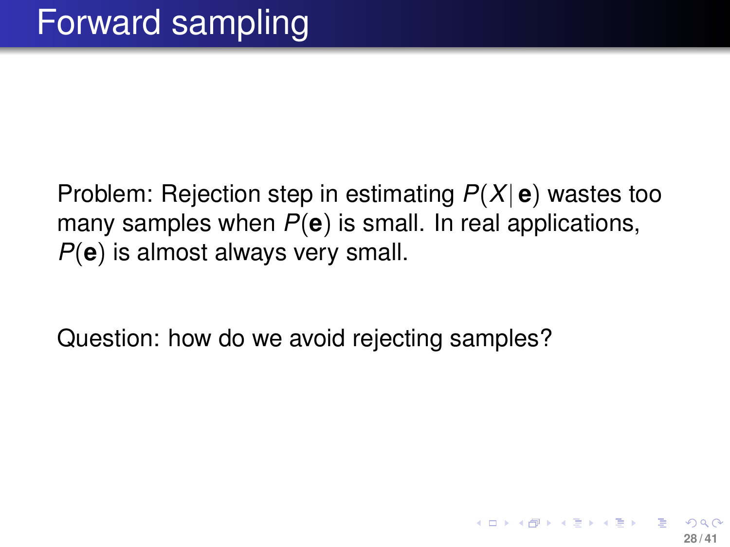# Forward sampling

Problem: Rejection step in estimating $P(X|\, \mathbf{e})$ wastes too many samples when $P(\mathbf{e})$ is small. In real applications, $P(\mathbf{e})$ is almost always very small.

Question: how do we avoid rejecting samples?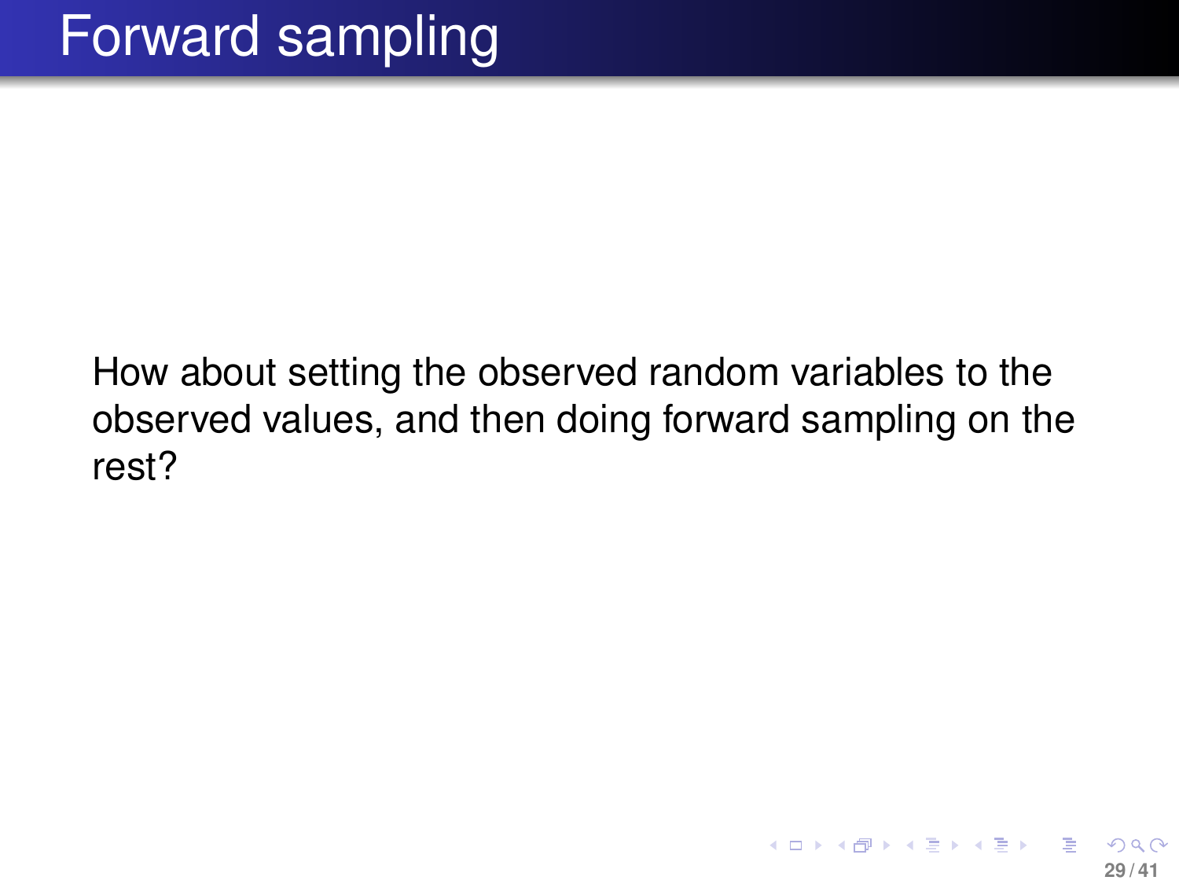# Forward sampling

How about setting the observed random variables to the observed values, and then doing forward sampling on the rest?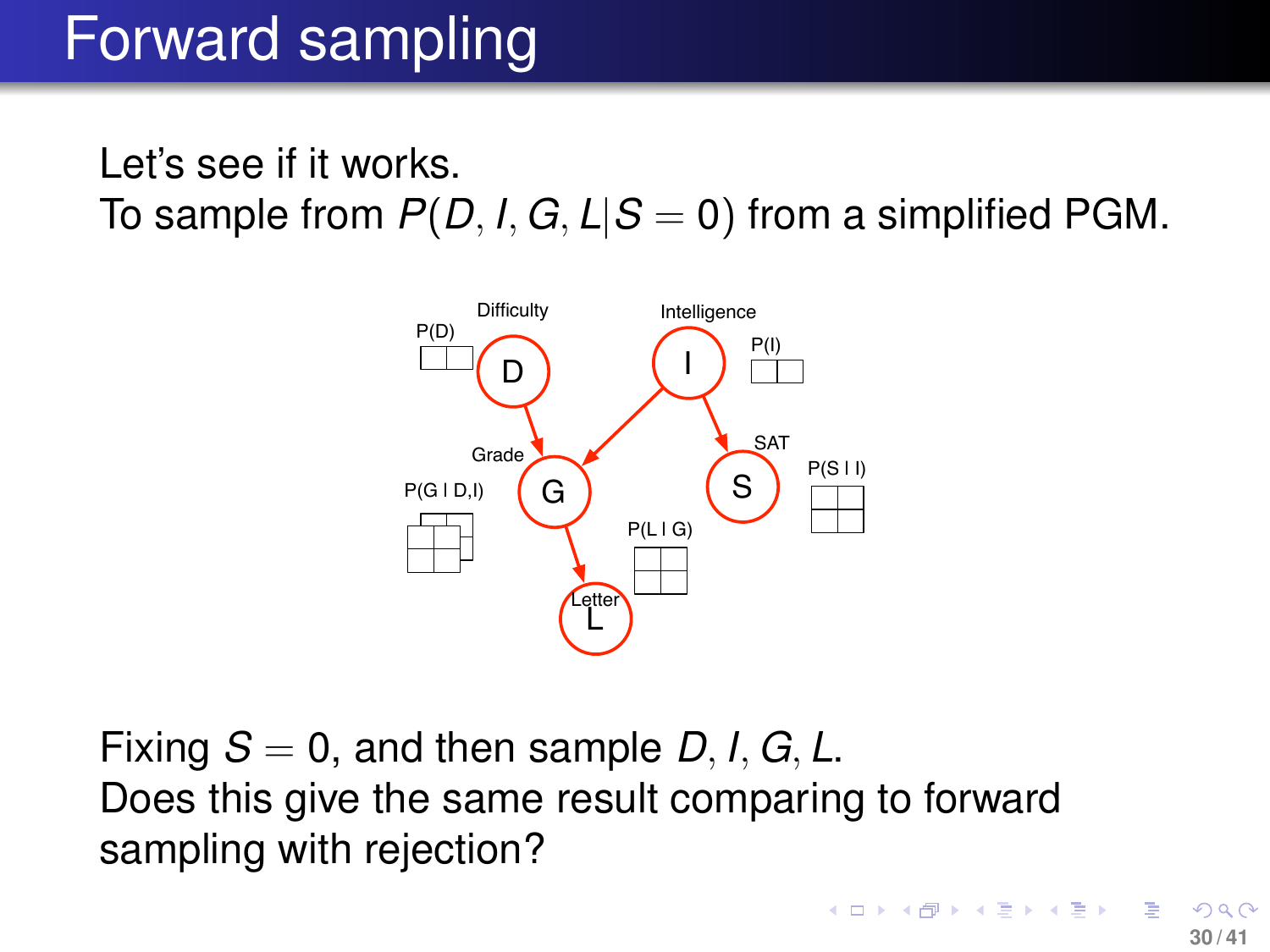# Forward sampling

Let's see if it works.
To sample from $P(D, I, G, L|S = 0)$ from a simplified PGM.

Fixing $S = 0$, and then sample $D, I, G, L$.
Does this give the same result comparing to forward sampling with rejection?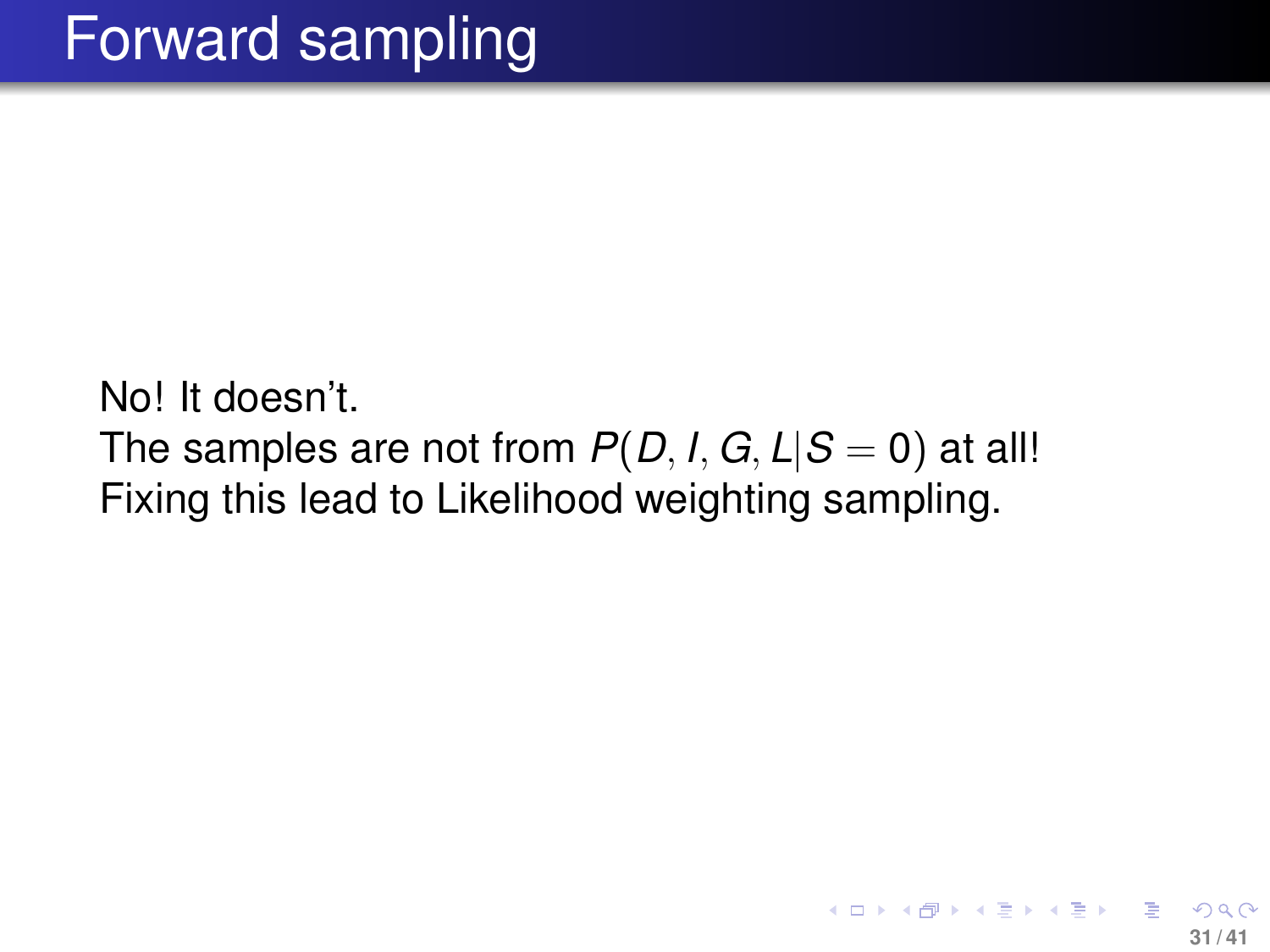# Forward sampling

No! It doesn't.
The samples are not from $P(D, I, G, L|S = 0)$ at all!
Fixing this lead to Likelihood weighting sampling.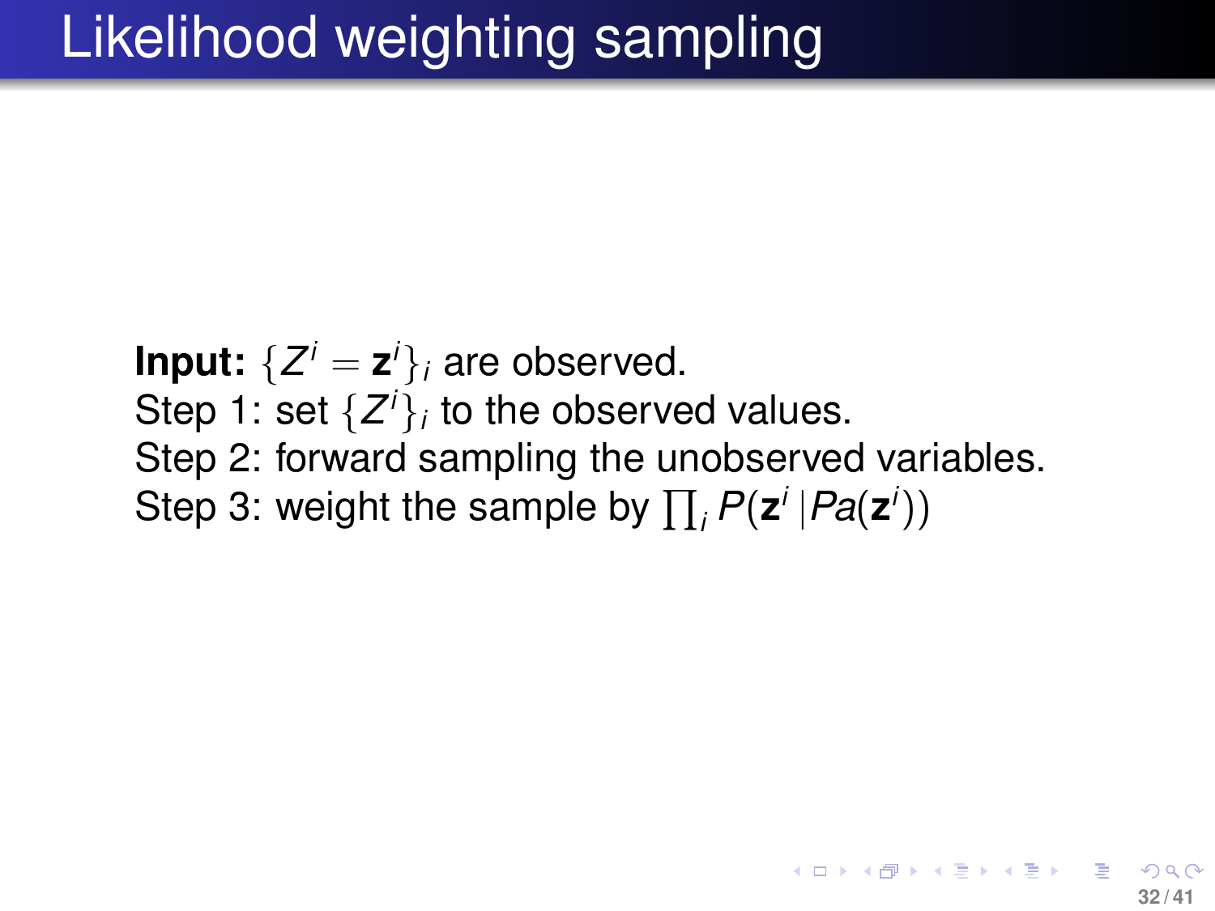# Likelihood weighting sampling

**Input:** $\{Z^i = \mathbf{z}^i\}_i$ are observed.
Step 1: set $\{Z^i\}_i$ to the observed values.
Step 2: forward sampling the unobserved variables.
Step 3: weight the sample by $\prod_i P(\mathbf{z}^i | Pa(\mathbf{z}^i))$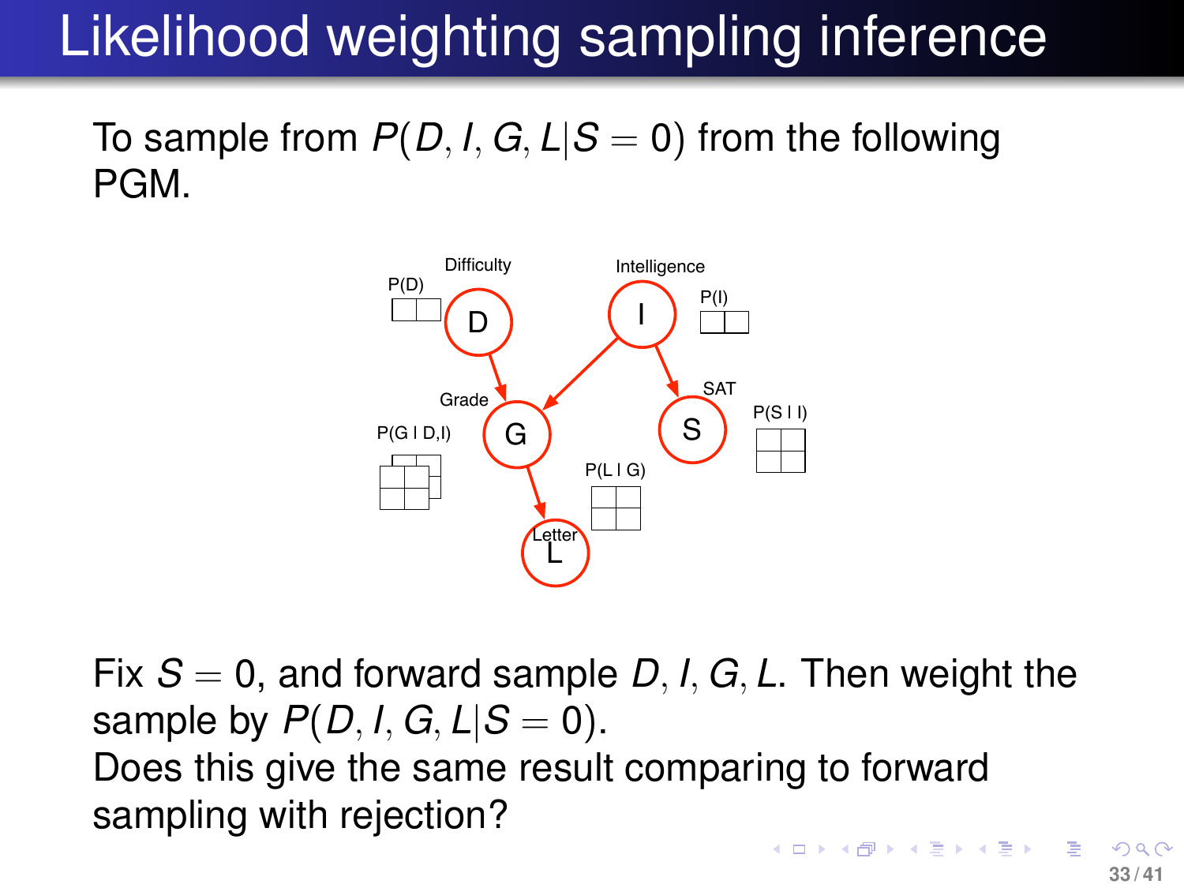# Likelihood weighting sampling inference

To sample from $P(D, I, G, L|S = 0)$ from the following PGM.

Difficulty

P(D)

D

Intelligence

I

P(I)

Grade

G

P(G | D,I)

SAT

S

P(S | I)

P(L | G)

Letter

L

Fix $S = 0$, and forward sample $D, I, G, L$. Then weight the sample by $P(D, I, G, L|S = 0)$.

Does this give the same result comparing to forward sampling with rejection?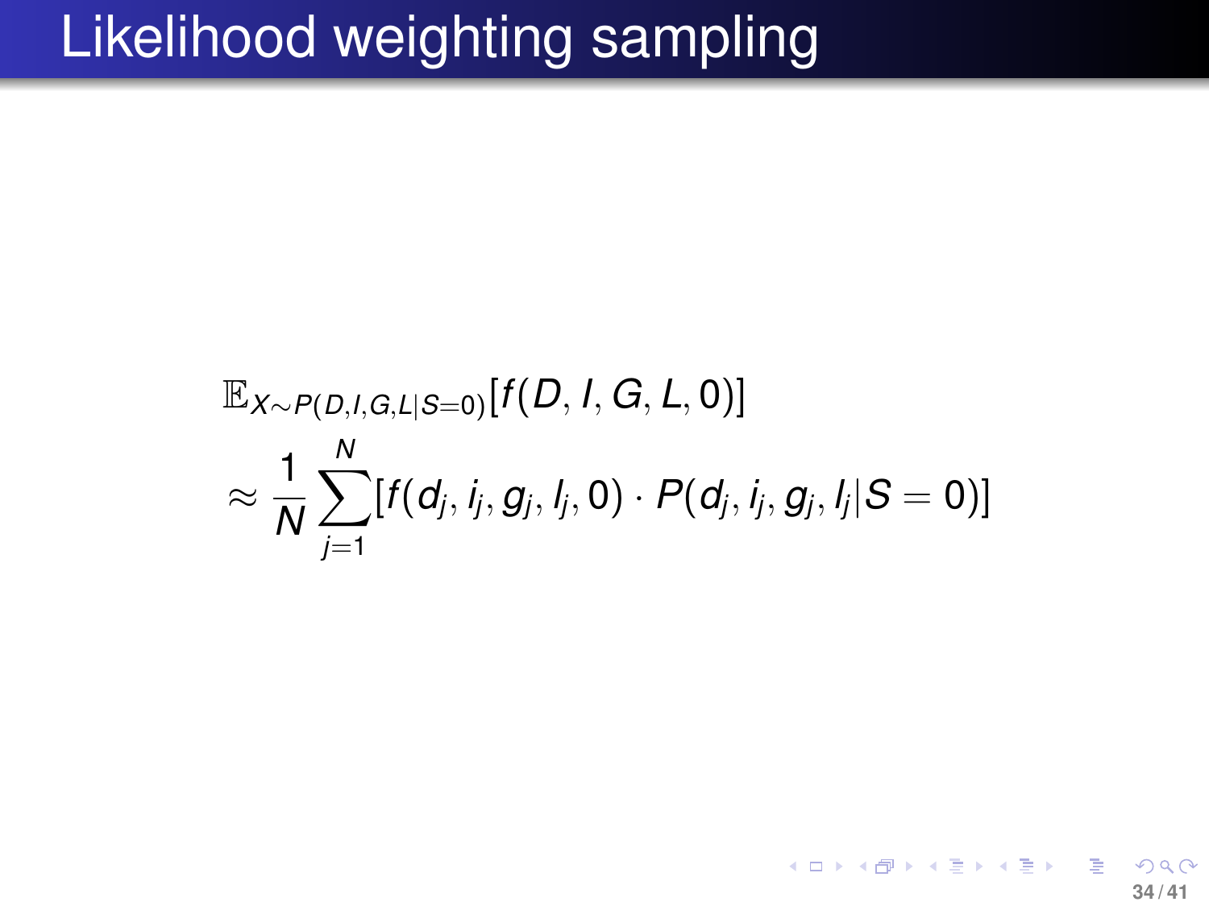# Likelihood weighting sampling

$$
\begin{aligned}
&\mathbb{E}_{X \sim P(D,I,G,L|S=0)}[f(D, I, G, L, 0)] \\
&\approx \frac{1}{N} \sum_{j=1}^{N} [f(d_j, i_j, g_j, l_j, 0) \cdot P(d_j, i_j, g_j, l_j | S = 0)]
\end{aligned}
$$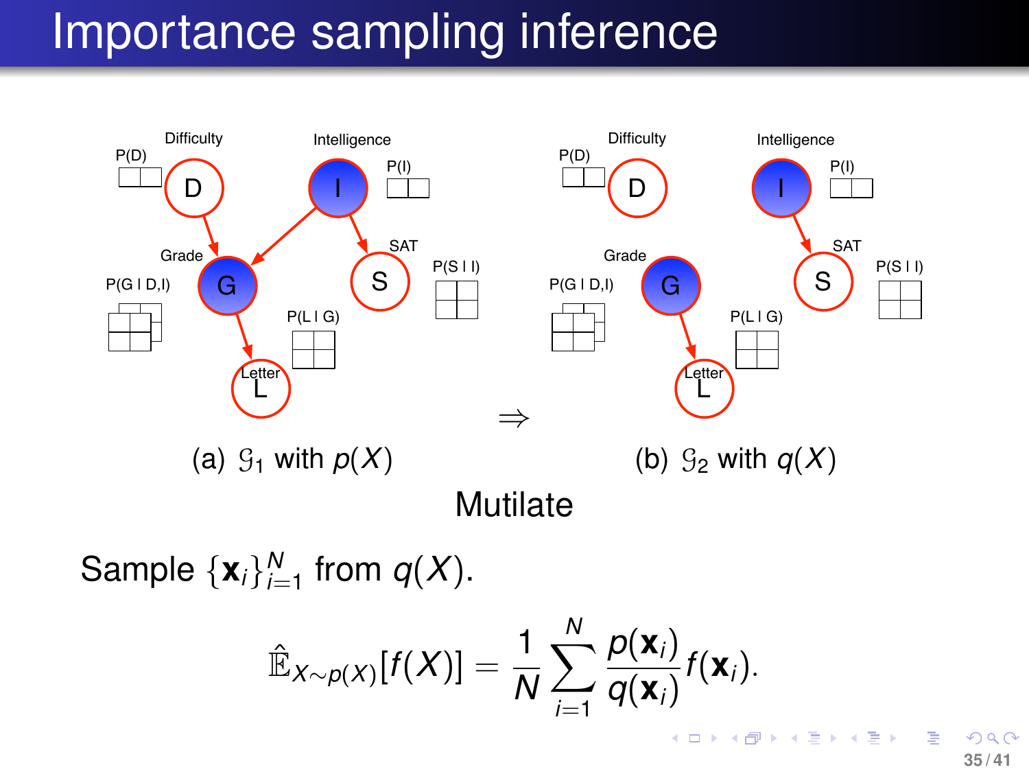# Importance sampling inference

Difficulty

P(D)

D

Intelligence

P(I)

I

Grade

P(G | D,I)

G

SAT

S

P(S | I)

P(L | G)

Letter

L

(a) $\mathcal{G}_1$ with $p(X)$

$\Rightarrow$

Difficulty

P(D)

D

Intelligence

P(I)

I

Grade

P(G | D,I)

G

SAT

S

P(S | I)

P(L | G)

Letter

L

(b) $\mathcal{G}_2$ with $q(X)$

Mutilate

Sample $\{\mathbf{x}_i\}_{i=1}^{N}$ from $q(X)$.

$$\hat{\mathbb{E}}_{X \sim p(X)}[f(X)] = \frac{1}{N} \sum_{i=1}^{N} \frac{p(\mathbf{x}_i)}{q(\mathbf{x}_i)} f(\mathbf{x}_i).$$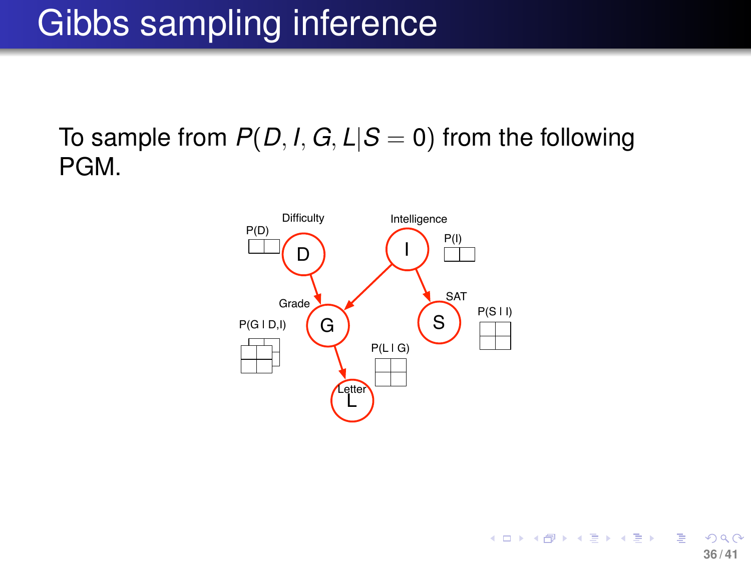# Gibbs sampling inference

To sample from $P(D, I, G, L|S = 0)$ from the following PGM.

Difficulty

P(D)

D

Intelligence

I

P(I)

Grade

G

P(G I D,I)

SAT

S

P(S I I)

P(L I G)

Letter

L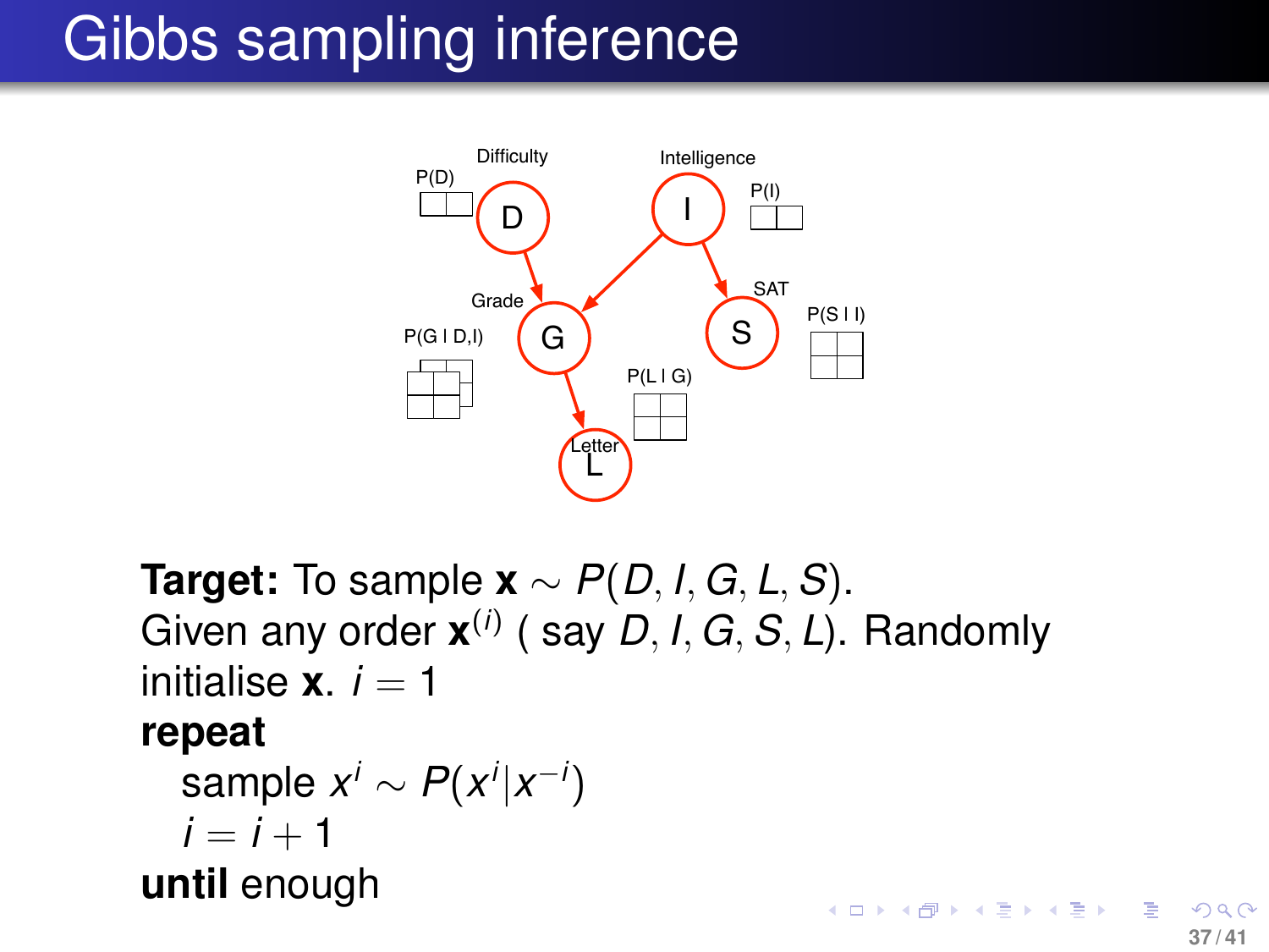# Gibbs sampling inference

Difficulty

Intelligence

P(D)

P(I)

Grade

SAT

P(G | D,I)

P(S | I)

P(L | G)

Letter

**Target:** To sample $\mathbf{x} \sim P(D, I, G, L, S)$.
Given any order $\mathbf{x}^{(i)}$ ( say $D, I, G, S, L$). Randomly initialise $\mathbf{x}$. $i = 1$

**repeat**

  sample $x^i \sim P(x^i | x^{-i})$

  $i = i + 1$

**until** enough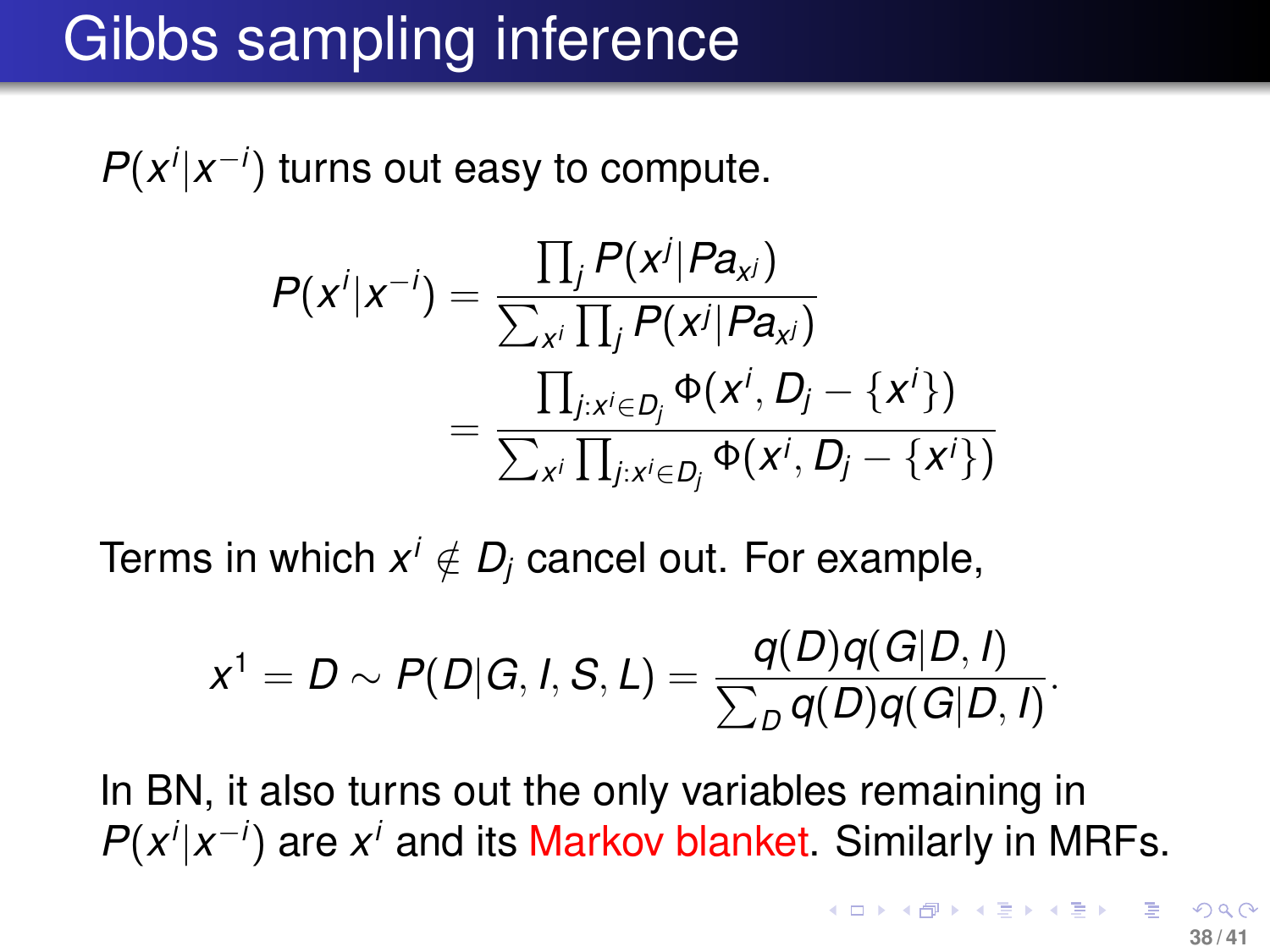# Gibbs sampling inference

$P(x^i|x^{-i})$ turns out easy to compute.

$$
\begin{aligned}
P(x^i|x^{-i}) &= \frac{\prod_j P(x^j|Pa_{x^j})}{\sum_{x^i}\prod_j P(x^j|Pa_{x^j})} \\
&= \frac{\prod_{j:x^i\in D_j}\Phi(x^i, D_j - \{x^i\})}{\sum_{x^i}\prod_{j:x^i\in D_j}\Phi(x^i, D_j - \{x^i\})}
\end{aligned}
$$

Terms in which $x^i \notin D_j$ cancel out. For example,

$$
x^1 = D \sim P(D|G, I, S, L) = \frac{q(D)q(G|D, I)}{\sum_D q(D)q(G|D, I)}.
$$

In BN, it also turns out the only variables remaining in $P(x^i|x^{-i})$ are $x^i$ and its Markov blanket. Similarly in MRFs.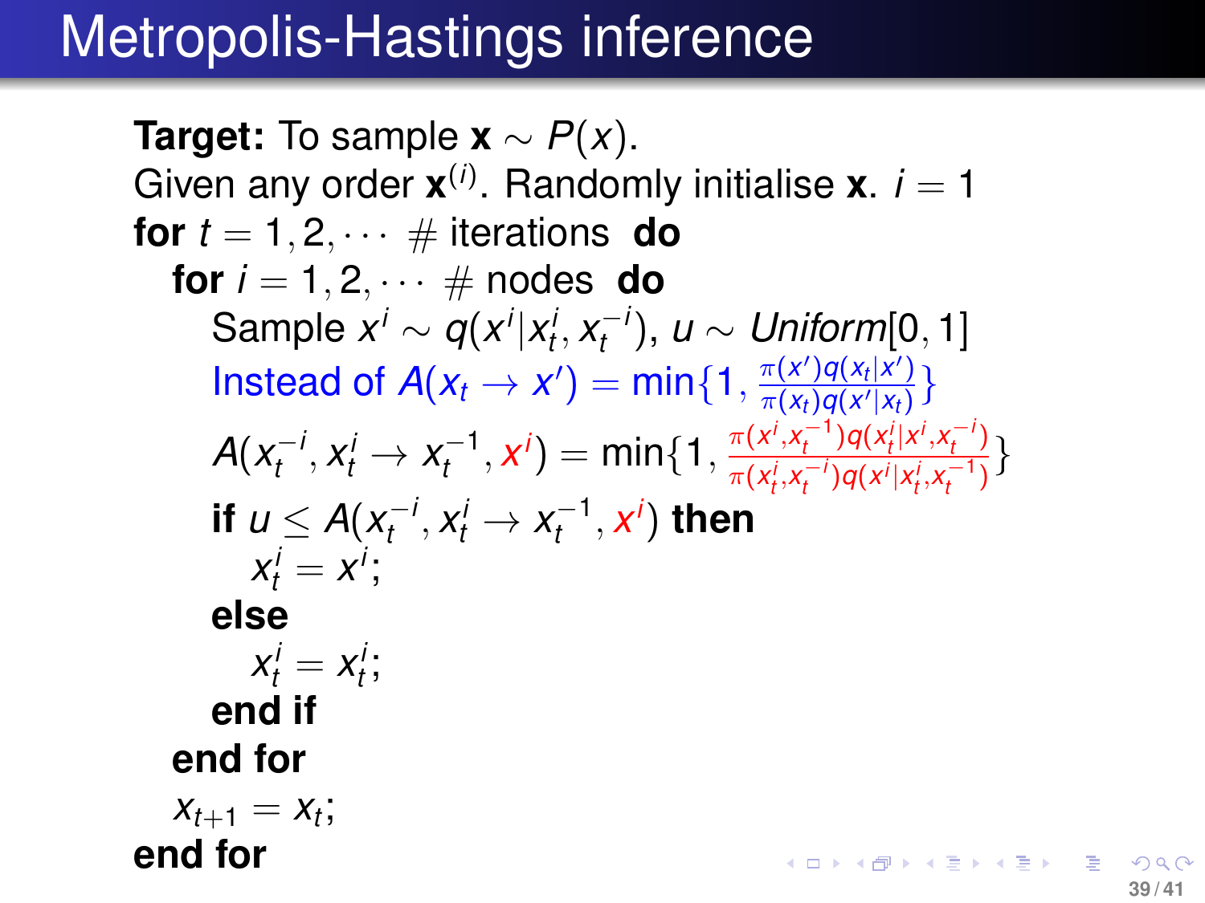# Metropolis-Hastings inference

**Target:** To sample $\mathbf{x} \sim P(x)$.
Given any order $\mathbf{x}^{(i)}$. Randomly initialise $\mathbf{x}$. $i = 1$

**for** $t = 1, 2, \cdots$ # iterations **do**

  **for** $i = 1, 2, \cdots$ # nodes **do**

    Sample $x^i \sim q(x^i | x_t^i, x_t^{-i})$, $u \sim Uniform[0, 1]$

    Instead of $A(x_t \to x') = \min\{1, \frac{\pi(x')q(x_t|x')}{\pi(x_t)q(x'|x_t)}\}$

    $A(x_t^{-i}, x_t^i \to x_t^{-1}, x^i) = \min\{1, \frac{\pi(x^i, x_t^{-1})q(x_t^i|x^i, x_t^{-i})}{\pi(x_t^i, x_t^{-i})q(x^i|x_t^i, x_t^{-1})}\}$

    **if** $u \le A(x_t^{-i}, x_t^i \to x_t^{-1}, x^i)$ **then**

      $x_t^i = x^i$;

    **else**

      $x_t^i = x_t^i$;

    **end if**

  **end for**

  $x_{t+1} = x_t$;

**end for**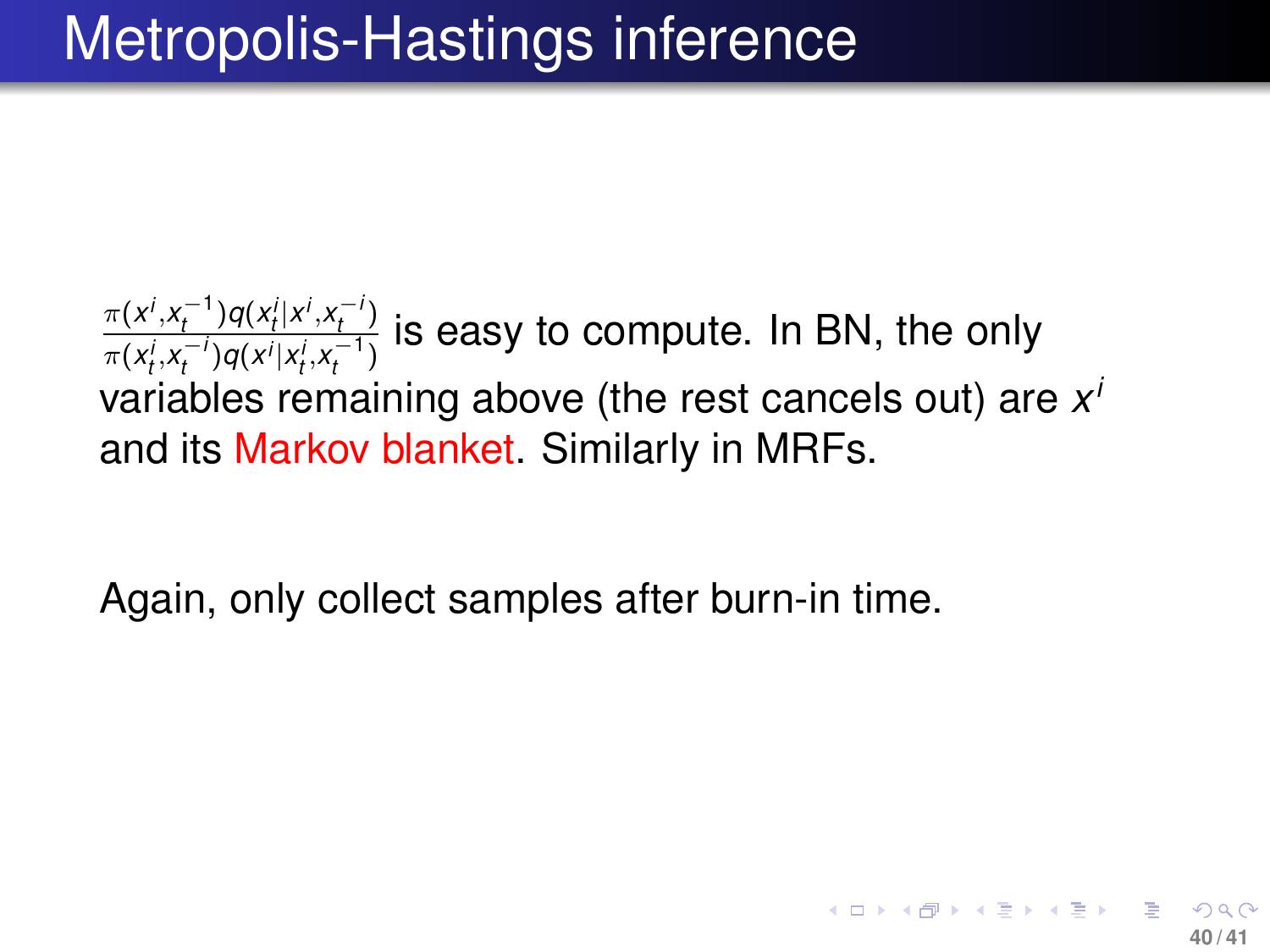# Metropolis-Hastings inference

$\frac{\pi(x^i, x_t^{-1}) q(x_t^i | x^i, x_t^{-i})}{\pi(x_t^i, x_t^{-i}) q(x^i | x_t^i, x_t^{-1})}$ is easy to compute. In BN, the only variables remaining above (the rest cancels out) are $x^i$ and its Markov blanket. Similarly in MRFs.

Again, only collect samples after burn-in time.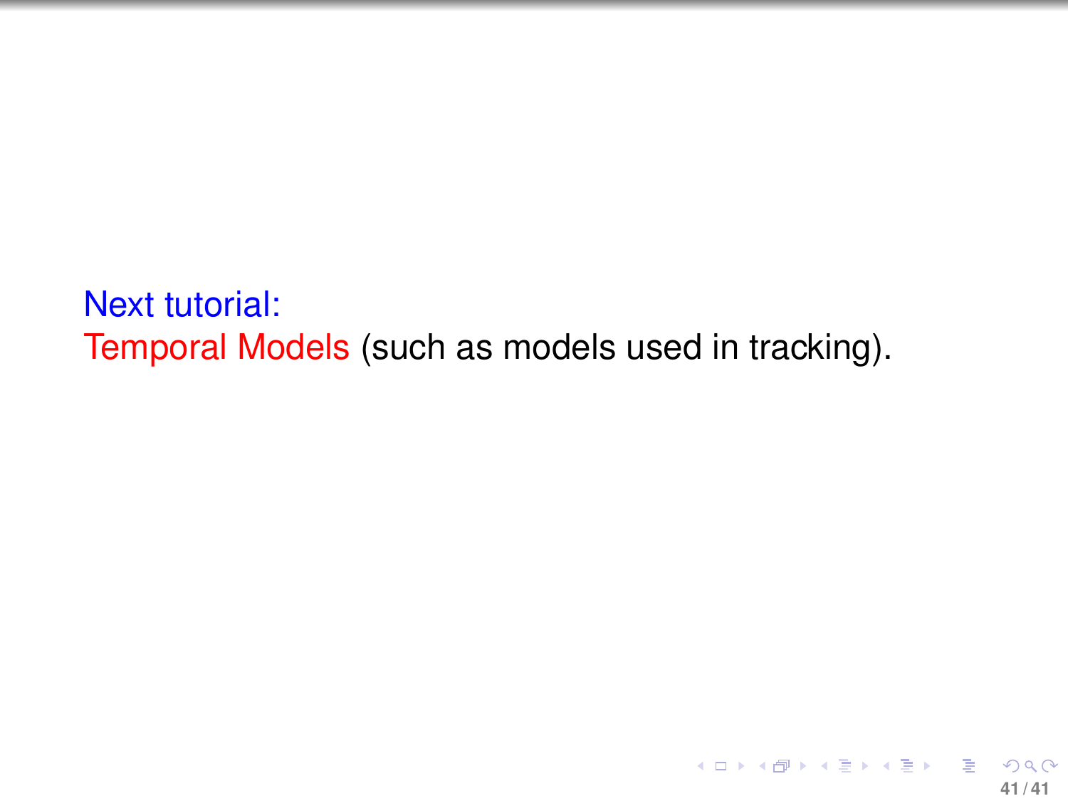Next tutorial:
Temporal Models (such as models used in tracking).